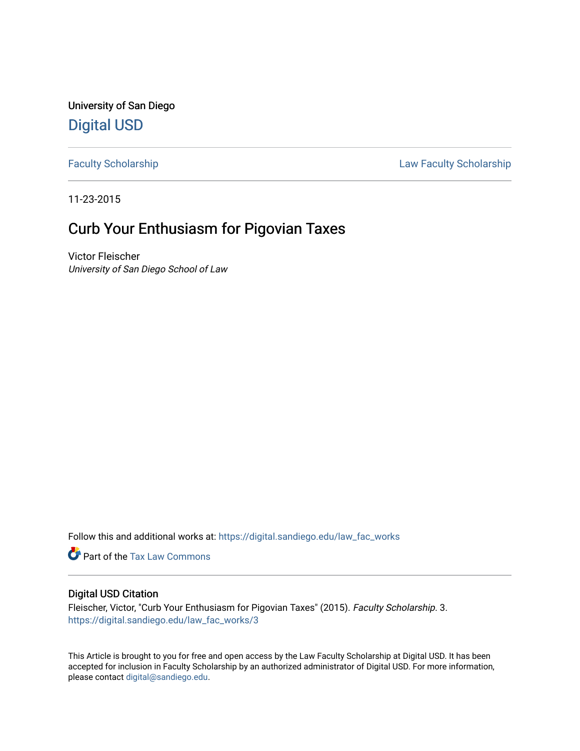University of San Diego

Digital USD

Faculty Scholarship | Law Faculty Scholarship

11-23-2015

# Curb Your Enthusiasm for Pigovian Taxes

Victor Fleischer
*University of San Diego School of Law*

Follow this and additional works at: https://digital.sandiego.edu/law_fac_works

Part of the Tax Law Commons

## Digital USD Citation

Fleischer, Victor, "Curb Your Enthusiasm for Pigovian Taxes" (2015). *Faculty Scholarship*. 3.
https://digital.sandiego.edu/law_fac_works/3

This Article is brought to you for free and open access by the Law Faculty Scholarship at Digital USD. It has been accepted for inclusion in Faculty Scholarship by an authorized administrator of Digital USD. For more information, please contact digital@sandiego.edu.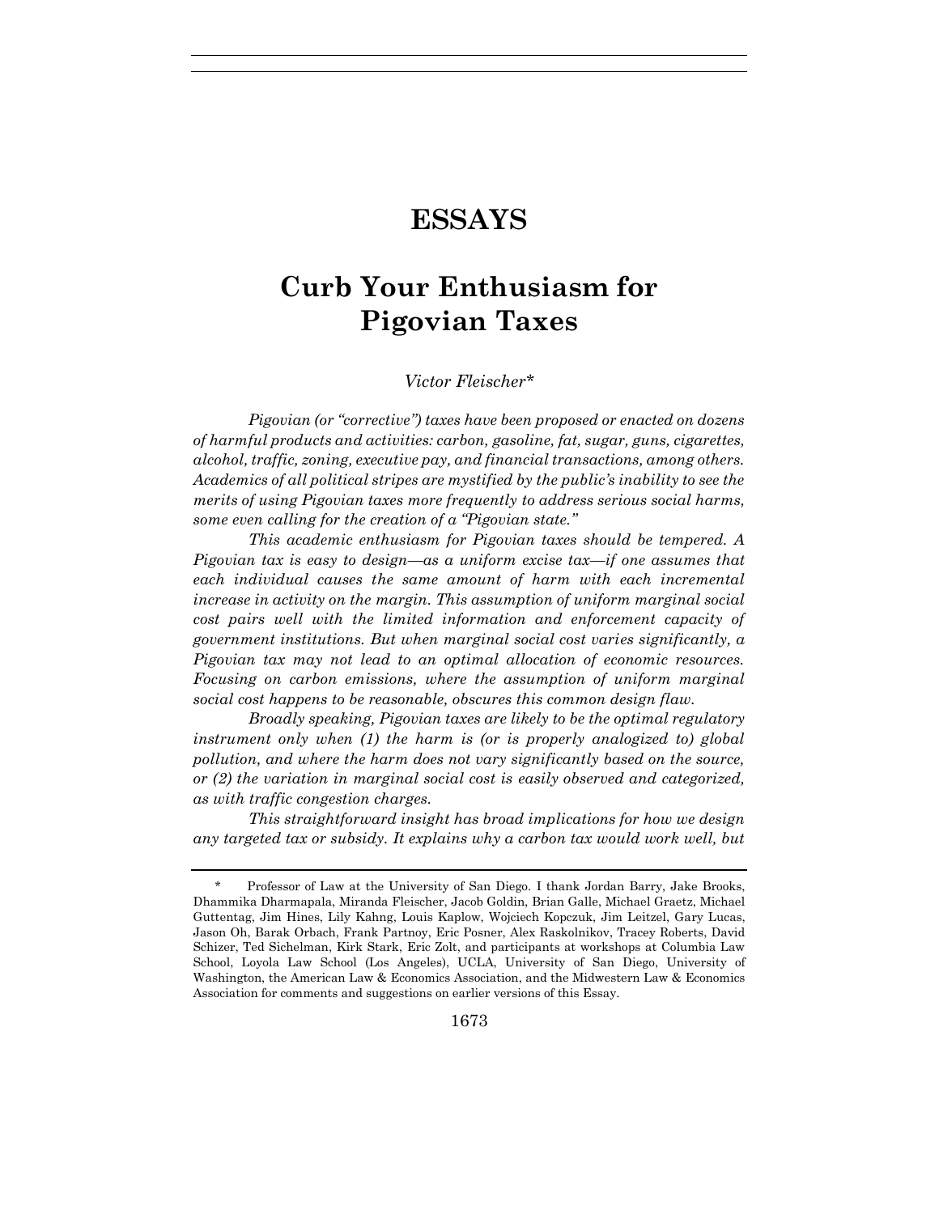# ESSAYS

# Curb Your Enthusiasm for Pigovian Taxes

*Victor Fleischer**

*Pigovian (or "corrective") taxes have been proposed or enacted on dozens of harmful products and activities: carbon, gasoline, fat, sugar, guns, cigarettes, alcohol, traffic, zoning, executive pay, and financial transactions, among others. Academics of all political stripes are mystified by the public's inability to see the merits of using Pigovian taxes more frequently to address serious social harms, some even calling for the creation of a "Pigovian state."*

*This academic enthusiasm for Pigovian taxes should be tempered. A Pigovian tax is easy to design—as a uniform excise tax—if one assumes that each individual causes the same amount of harm with each incremental increase in activity on the margin. This assumption of uniform marginal social cost pairs well with the limited information and enforcement capacity of government institutions. But when marginal social cost varies significantly, a Pigovian tax may not lead to an optimal allocation of economic resources. Focusing on carbon emissions, where the assumption of uniform marginal social cost happens to be reasonable, obscures this common design flaw.*

*Broadly speaking, Pigovian taxes are likely to be the optimal regulatory instrument only when (1) the harm is (or is properly analogized to) global pollution, and where the harm does not vary significantly based on the source, or (2) the variation in marginal social cost is easily observed and categorized, as with traffic congestion charges.*

*This straightforward insight has broad implications for how we design any targeted tax or subsidy. It explains why a carbon tax would work well, but*

---

\* Professor of Law at the University of San Diego. I thank Jordan Barry, Jake Brooks, Dhammika Dharmapala, Miranda Fleischer, Jacob Goldin, Brian Galle, Michael Graetz, Michael Guttentag, Jim Hines, Lily Kahng, Louis Kaplow, Wojciech Kopczuk, Jim Leitzel, Gary Lucas, Jason Oh, Barak Orbach, Frank Partnoy, Eric Posner, Alex Raskolnikov, Tracey Roberts, David Schizer, Ted Sichelman, Kirk Stark, Eric Zolt, and participants at workshops at Columbia Law School, Loyola Law School (Los Angeles), UCLA, University of San Diego, University of Washington, the American Law & Economics Association, and the Midwestern Law & Economics Association for comments and suggestions on earlier versions of this Essay.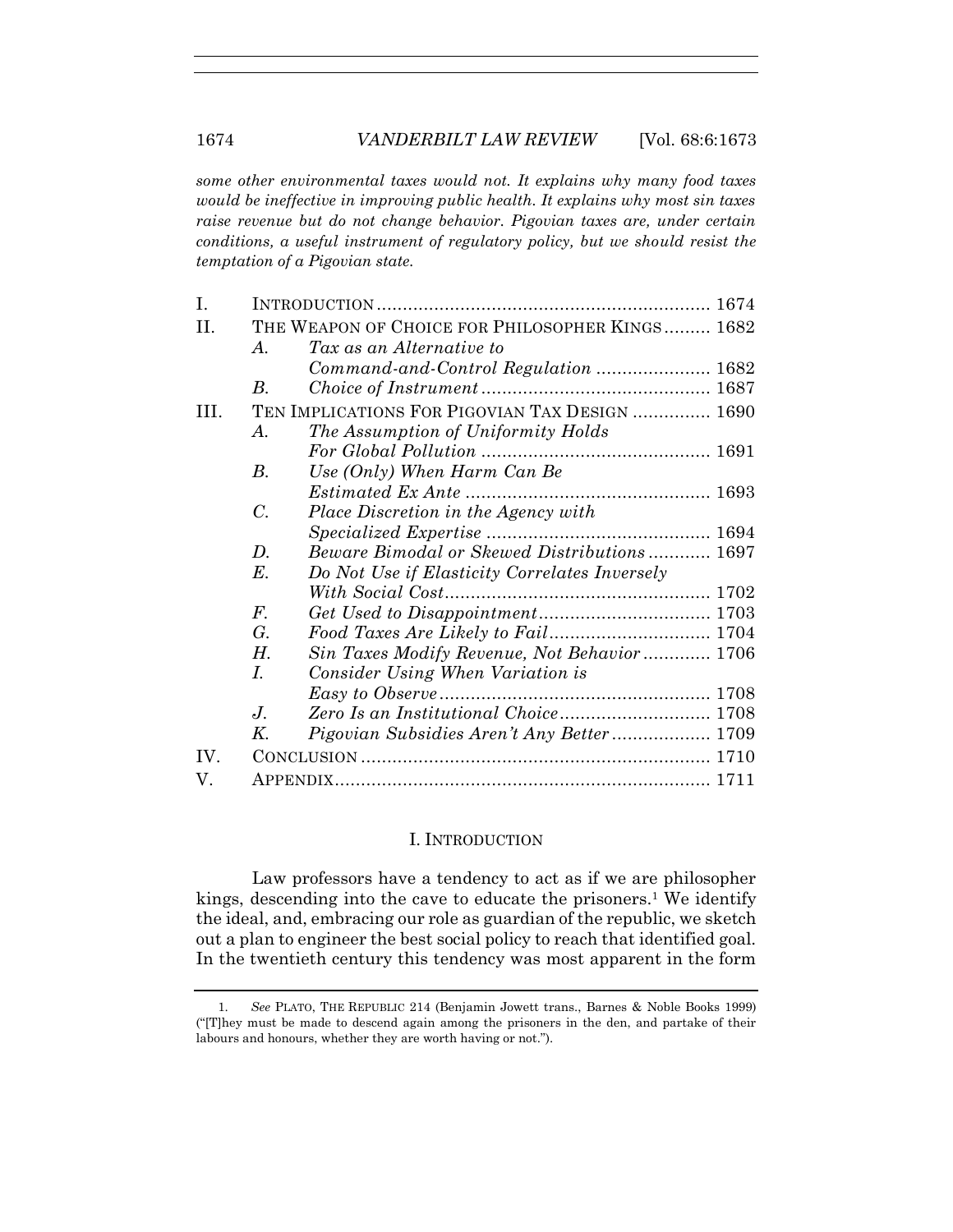*some other environmental taxes would not. It explains why many food taxes would be ineffective in improving public health. It explains why most sin taxes raise revenue but do not change behavior. Pigovian taxes are, under certain conditions, a useful instrument of regulatory policy, but we should resist the temptation of a Pigovian state.*

| | | | |
|---|---|---|---|
| I. | INTRODUCTION | | 1674 |
| II. | THE WEAPON OF CHOICE FOR PHILOSOPHER KINGS | | 1682 |
| | *A.* | *Tax as an Alternative to Command-and-Control Regulation* | 1682 |
| | *B.* | *Choice of Instrument* | 1687 |
| III. | TEN IMPLICATIONS FOR PIGOVIAN TAX DESIGN | | 1690 |
| | *A.* | *The Assumption of Uniformity Holds For Global Pollution* | 1691 |
| | *B.* | *Use (Only) When Harm Can Be Estimated Ex Ante* | 1693 |
| | *C.* | *Place Discretion in the Agency with Specialized Expertise* | 1694 |
| | *D.* | *Beware Bimodal or Skewed Distributions* | 1697 |
| | *E.* | *Do Not Use if Elasticity Correlates Inversely With Social Cost* | 1702 |
| | *F.* | *Get Used to Disappointment* | 1703 |
| | *G.* | *Food Taxes Are Likely to Fail* | 1704 |
| | *H.* | *Sin Taxes Modify Revenue, Not Behavior* | 1706 |
| | *I.* | *Consider Using When Variation is Easy to Observe* | 1708 |
| | *J.* | *Zero Is an Institutional Choice* | 1708 |
| | *K.* | *Pigovian Subsidies Aren't Any Better* | 1709 |
| IV. | CONCLUSION | | 1710 |
| V. | APPENDIX | | 1711 |

## I. INTRODUCTION

Law professors have a tendency to act as if we are philosopher kings, descending into the cave to educate the prisoners.[1] We identify the ideal, and, embracing our role as guardian of the republic, we sketch out a plan to engineer the best social policy to reach that identified goal. In the twentieth century this tendency was most apparent in the form

1. *See* PLATO, THE REPUBLIC 214 (Benjamin Jowett trans., Barnes & Noble Books 1999) ("[T]hey must be made to descend again among the prisoners in the den, and partake of their labours and honours, whether they are worth having or not.").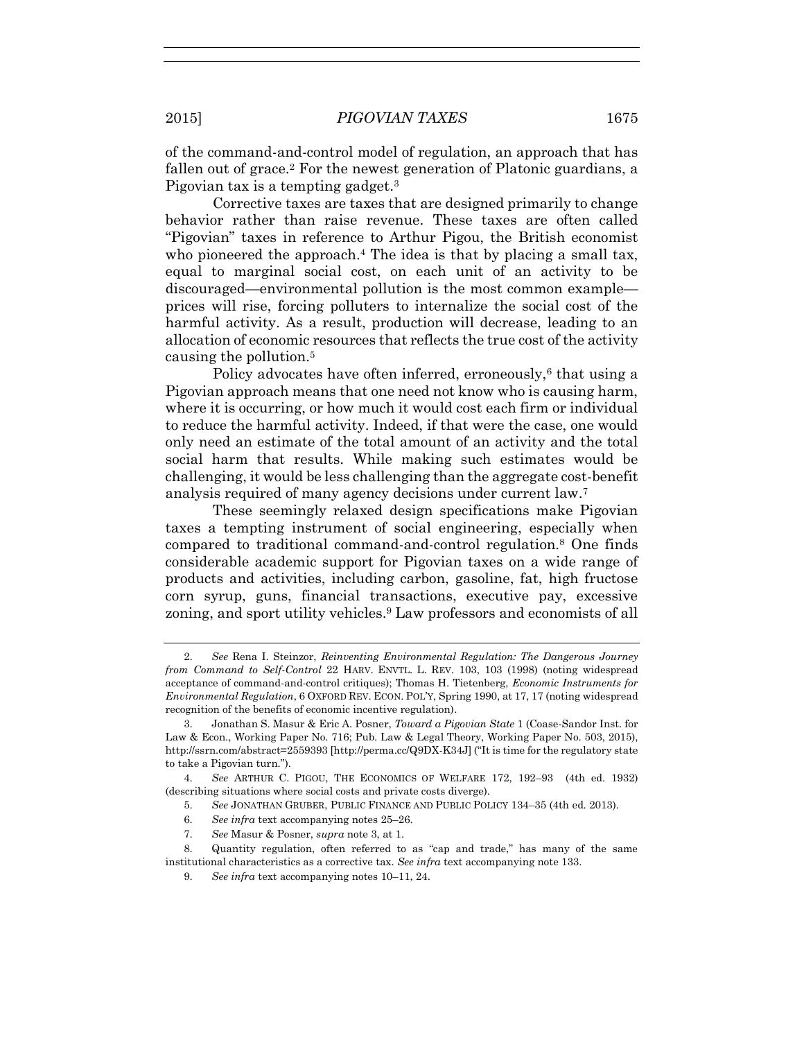of the command-and-control model of regulation, an approach that has fallen out of grace.[2] For the newest generation of Platonic guardians, a Pigovian tax is a tempting gadget.[3]

Corrective taxes are taxes that are designed primarily to change behavior rather than raise revenue. These taxes are often called "Pigovian" taxes in reference to Arthur Pigou, the British economist who pioneered the approach.[4] The idea is that by placing a small tax, equal to marginal social cost, on each unit of an activity to be discouraged—environmental pollution is the most common example—prices will rise, forcing polluters to internalize the social cost of the harmful activity. As a result, production will decrease, leading to an allocation of economic resources that reflects the true cost of the activity causing the pollution.[5]

Policy advocates have often inferred, erroneously,[6] that using a Pigovian approach means that one need not know who is causing harm, where it is occurring, or how much it would cost each firm or individual to reduce the harmful activity. Indeed, if that were the case, one would only need an estimate of the total amount of an activity and the total social harm that results. While making such estimates would be challenging, it would be less challenging than the aggregate cost-benefit analysis required of many agency decisions under current law.[7]

These seemingly relaxed design specifications make Pigovian taxes a tempting instrument of social engineering, especially when compared to traditional command-and-control regulation.[8] One finds considerable academic support for Pigovian taxes on a wide range of products and activities, including carbon, gasoline, fat, high fructose corn syrup, guns, financial transactions, executive pay, excessive zoning, and sport utility vehicles.[9] Law professors and economists of all

---

2. *See* Rena I. Steinzor, *Reinventing Environmental Regulation: The Dangerous Journey from Command to Self-Control* 22 HARV. ENVTL. L. REV. 103, 103 (1998) (noting widespread acceptance of command-and-control critiques); Thomas H. Tietenberg, *Economic Instruments for Environmental Regulation*, 6 OXFORD REV. ECON. POL'Y, Spring 1990, at 17, 17 (noting widespread recognition of the benefits of economic incentive regulation).

3. Jonathan S. Masur & Eric A. Posner, *Toward a Pigovian State* 1 (Coase-Sandor Inst. for Law & Econ., Working Paper No. 716; Pub. Law & Legal Theory, Working Paper No. 503, 2015), http://ssrn.com/abstract=2559393 [http://perma.cc/Q9DX-K34J] ("It is time for the regulatory state to take a Pigovian turn.").

4. *See* ARTHUR C. PIGOU, THE ECONOMICS OF WELFARE 172, 192–93 (4th ed. 1932) (describing situations where social costs and private costs diverge).

5. *See* JONATHAN GRUBER, PUBLIC FINANCE AND PUBLIC POLICY 134–35 (4th ed. 2013).

6. *See infra* text accompanying notes 25–26.

7. *See* Masur & Posner, *supra* note 3, at 1.

8. Quantity regulation, often referred to as "cap and trade," has many of the same institutional characteristics as a corrective tax. *See infra* text accompanying note 133.

9. *See infra* text accompanying notes 10–11, 24.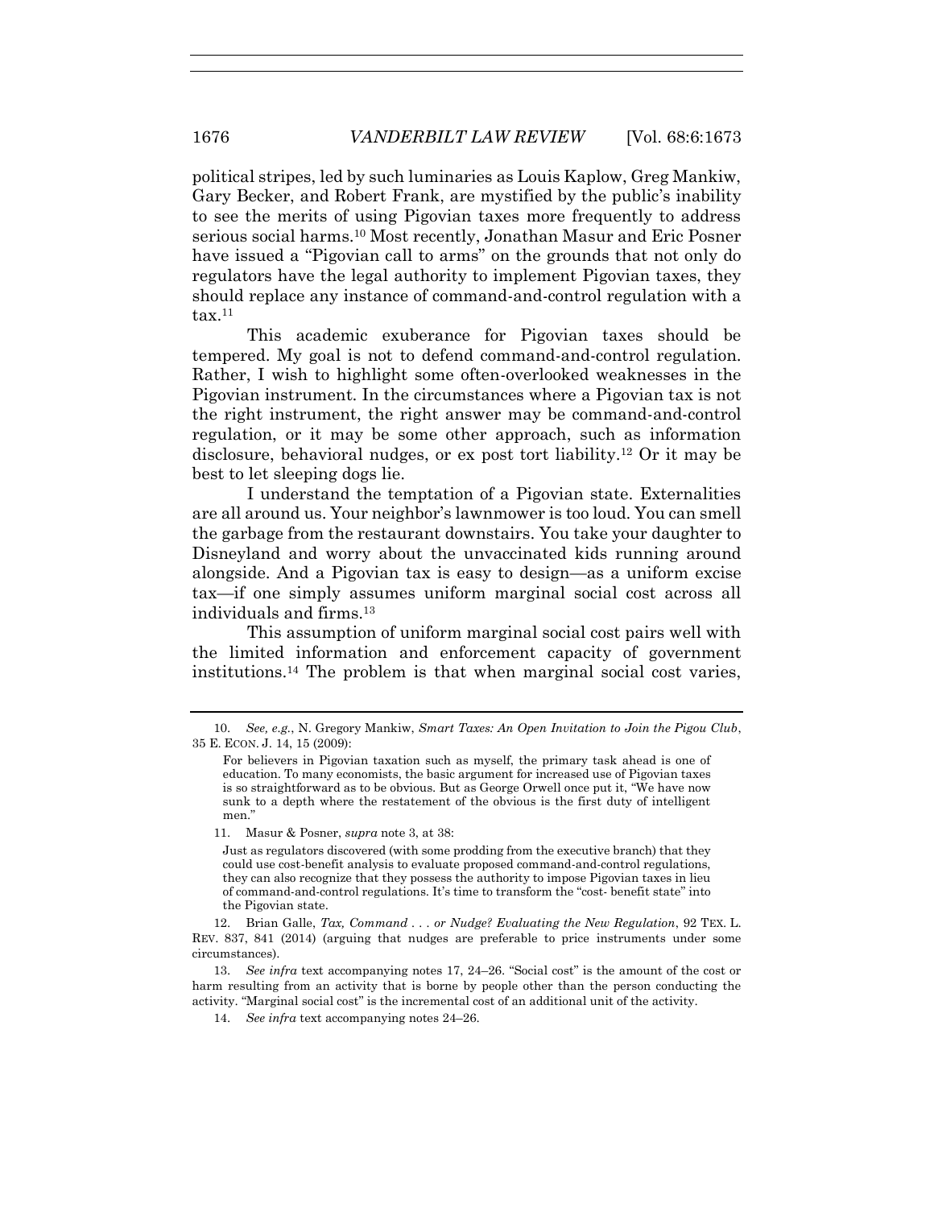political stripes, led by such luminaries as Louis Kaplow, Greg Mankiw, Gary Becker, and Robert Frank, are mystified by the public's inability to see the merits of using Pigovian taxes more frequently to address serious social harms.[10] Most recently, Jonathan Masur and Eric Posner have issued a "Pigovian call to arms" on the grounds that not only do regulators have the legal authority to implement Pigovian taxes, they should replace any instance of command-and-control regulation with a tax.[11]

This academic exuberance for Pigovian taxes should be tempered. My goal is not to defend command-and-control regulation. Rather, I wish to highlight some often-overlooked weaknesses in the Pigovian instrument. In the circumstances where a Pigovian tax is not the right instrument, the right answer may be command-and-control regulation, or it may be some other approach, such as information disclosure, behavioral nudges, or ex post tort liability.[12] Or it may be best to let sleeping dogs lie.

I understand the temptation of a Pigovian state. Externalities are all around us. Your neighbor's lawnmower is too loud. You can smell the garbage from the restaurant downstairs. You take your daughter to Disneyland and worry about the unvaccinated kids running around alongside. And a Pigovian tax is easy to design—as a uniform excise tax—if one simply assumes uniform marginal social cost across all individuals and firms.[13]

This assumption of uniform marginal social cost pairs well with the limited information and enforcement capacity of government institutions.[14] The problem is that when marginal social cost varies,

---

10. *See, e.g.*, N. Gregory Mankiw, *Smart Taxes: An Open Invitation to Join the Pigou Club*, 35 E. ECON. J. 14, 15 (2009):

> For believers in Pigovian taxation such as myself, the primary task ahead is one of education. To many economists, the basic argument for increased use of Pigovian taxes is so straightforward as to be obvious. But as George Orwell once put it, "We have now sunk to a depth where the restatement of the obvious is the first duty of intelligent men."

11. Masur & Posner, *supra* note 3, at 38:

> Just as regulators discovered (with some prodding from the executive branch) that they could use cost-benefit analysis to evaluate proposed command-and-control regulations, they can also recognize that they possess the authority to impose Pigovian taxes in lieu of command-and-control regulations. It's time to transform the "cost- benefit state" into the Pigovian state.

12. Brian Galle, *Tax, Command . . . or Nudge? Evaluating the New Regulation*, 92 TEX. L. REV. 837, 841 (2014) (arguing that nudges are preferable to price instruments under some circumstances).

13. *See infra* text accompanying notes 17, 24–26. "Social cost" is the amount of the cost or harm resulting from an activity that is borne by people other than the person conducting the activity. "Marginal social cost" is the incremental cost of an additional unit of the activity.

14. *See infra* text accompanying notes 24–26.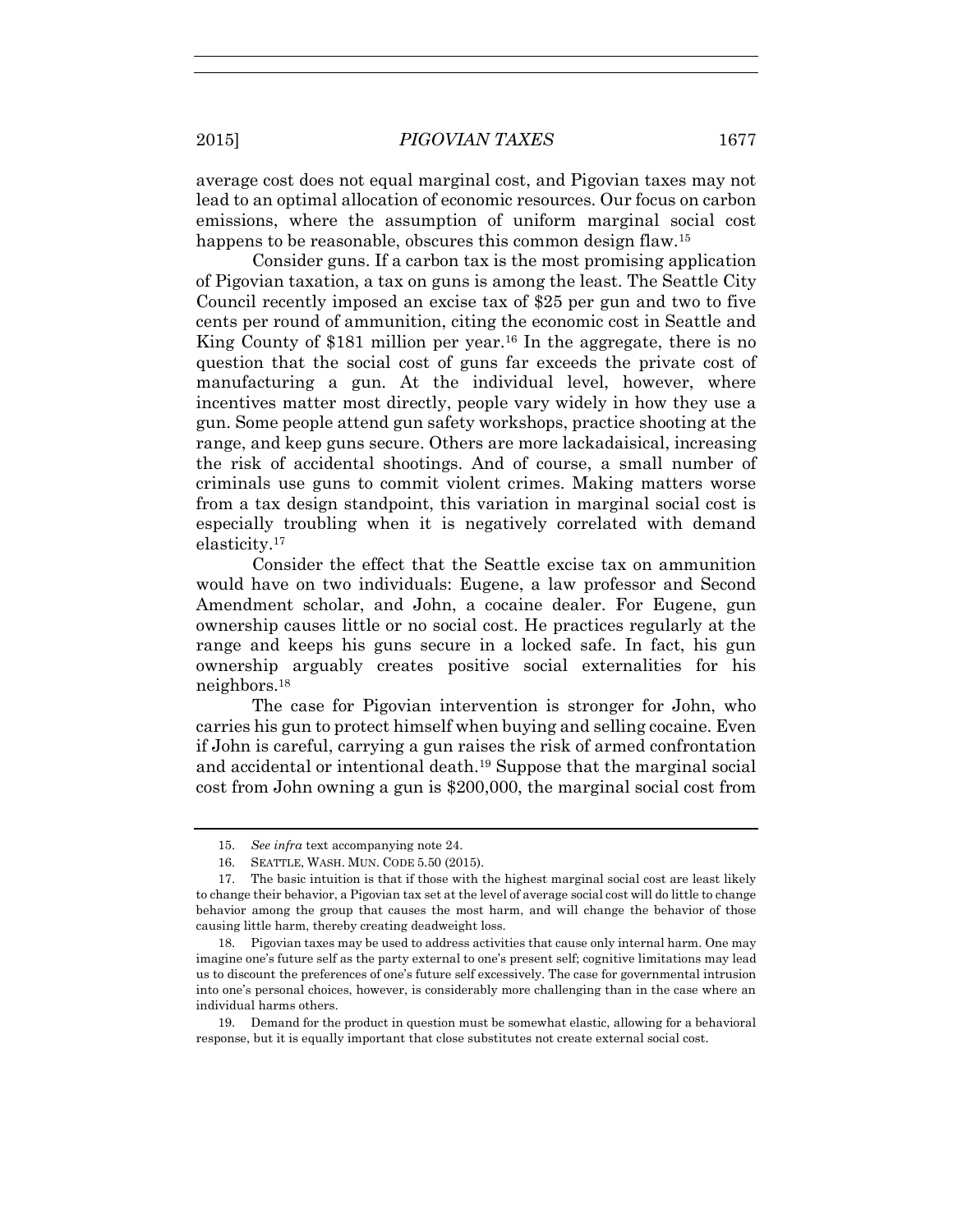average cost does not equal marginal cost, and Pigovian taxes may not lead to an optimal allocation of economic resources. Our focus on carbon emissions, where the assumption of uniform marginal social cost happens to be reasonable, obscures this common design flaw.[15]

Consider guns. If a carbon tax is the most promising application of Pigovian taxation, a tax on guns is among the least. The Seattle City Council recently imposed an excise tax of $25 per gun and two to five cents per round of ammunition, citing the economic cost in Seattle and King County of $181 million per year.[16] In the aggregate, there is no question that the social cost of guns far exceeds the private cost of manufacturing a gun. At the individual level, however, where incentives matter most directly, people vary widely in how they use a gun. Some people attend gun safety workshops, practice shooting at the range, and keep guns secure. Others are more lackadaisical, increasing the risk of accidental shootings. And of course, a small number of criminals use guns to commit violent crimes. Making matters worse from a tax design standpoint, this variation in marginal social cost is especially troubling when it is negatively correlated with demand elasticity.[17]

Consider the effect that the Seattle excise tax on ammunition would have on two individuals: Eugene, a law professor and Second Amendment scholar, and John, a cocaine dealer. For Eugene, gun ownership causes little or no social cost. He practices regularly at the range and keeps his guns secure in a locked safe. In fact, his gun ownership arguably creates positive social externalities for his neighbors.[18]

The case for Pigovian intervention is stronger for John, who carries his gun to protect himself when buying and selling cocaine. Even if John is careful, carrying a gun raises the risk of armed confrontation and accidental or intentional death.[19] Suppose that the marginal social cost from John owning a gun is $200,000, the marginal social cost from

15. *See infra* text accompanying note 24.

16. SEATTLE, WASH. MUN. CODE 5.50 (2015).

17. The basic intuition is that if those with the highest marginal social cost are least likely to change their behavior, a Pigovian tax set at the level of average social cost will do little to change behavior among the group that causes the most harm, and will change the behavior of those causing little harm, thereby creating deadweight loss.

18. Pigovian taxes may be used to address activities that cause only internal harm. One may imagine one's future self as the party external to one's present self; cognitive limitations may lead us to discount the preferences of one's future self excessively. The case for governmental intrusion into one's personal choices, however, is considerably more challenging than in the case where an individual harms others.

19. Demand for the product in question must be somewhat elastic, allowing for a behavioral response, but it is equally important that close substitutes not create external social cost.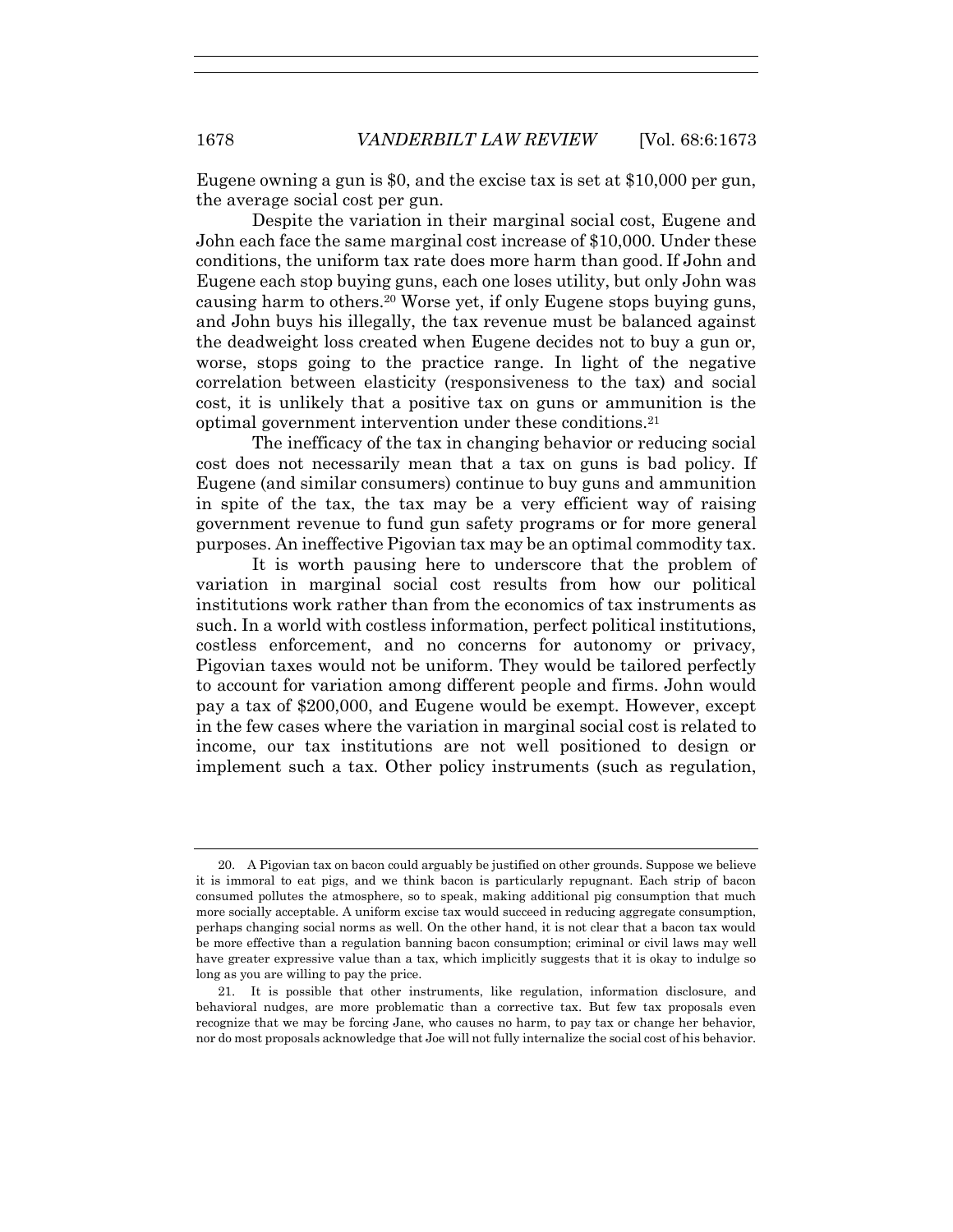Eugene owning a gun is $0, and the excise tax is set at $10,000 per gun, the average social cost per gun.

Despite the variation in their marginal social cost, Eugene and John each face the same marginal cost increase of $10,000. Under these conditions, the uniform tax rate does more harm than good. If John and Eugene each stop buying guns, each one loses utility, but only John was causing harm to others.[20] Worse yet, if only Eugene stops buying guns, and John buys his illegally, the tax revenue must be balanced against the deadweight loss created when Eugene decides not to buy a gun or, worse, stops going to the practice range. In light of the negative correlation between elasticity (responsiveness to the tax) and social cost, it is unlikely that a positive tax on guns or ammunition is the optimal government intervention under these conditions.[21]

The inefficacy of the tax in changing behavior or reducing social cost does not necessarily mean that a tax on guns is bad policy. If Eugene (and similar consumers) continue to buy guns and ammunition in spite of the tax, the tax may be a very efficient way of raising government revenue to fund gun safety programs or for more general purposes. An ineffective Pigovian tax may be an optimal commodity tax.

It is worth pausing here to underscore that the problem of variation in marginal social cost results from how our political institutions work rather than from the economics of tax instruments as such. In a world with costless information, perfect political institutions, costless enforcement, and no concerns for autonomy or privacy, Pigovian taxes would not be uniform. They would be tailored perfectly to account for variation among different people and firms. John would pay a tax of $200,000, and Eugene would be exempt. However, except in the few cases where the variation in marginal social cost is related to income, our tax institutions are not well positioned to design or implement such a tax. Other policy instruments (such as regulation,

---

20. A Pigovian tax on bacon could arguably be justified on other grounds. Suppose we believe it is immoral to eat pigs, and we think bacon is particularly repugnant. Each strip of bacon consumed pollutes the atmosphere, so to speak, making additional pig consumption that much more socially acceptable. A uniform excise tax would succeed in reducing aggregate consumption, perhaps changing social norms as well. On the other hand, it is not clear that a bacon tax would be more effective than a regulation banning bacon consumption; criminal or civil laws may well have greater expressive value than a tax, which implicitly suggests that it is okay to indulge so long as you are willing to pay the price.

21. It is possible that other instruments, like regulation, information disclosure, and behavioral nudges, are more problematic than a corrective tax. But few tax proposals even recognize that we may be forcing Jane, who causes no harm, to pay tax or change her behavior, nor do most proposals acknowledge that Joe will not fully internalize the social cost of his behavior.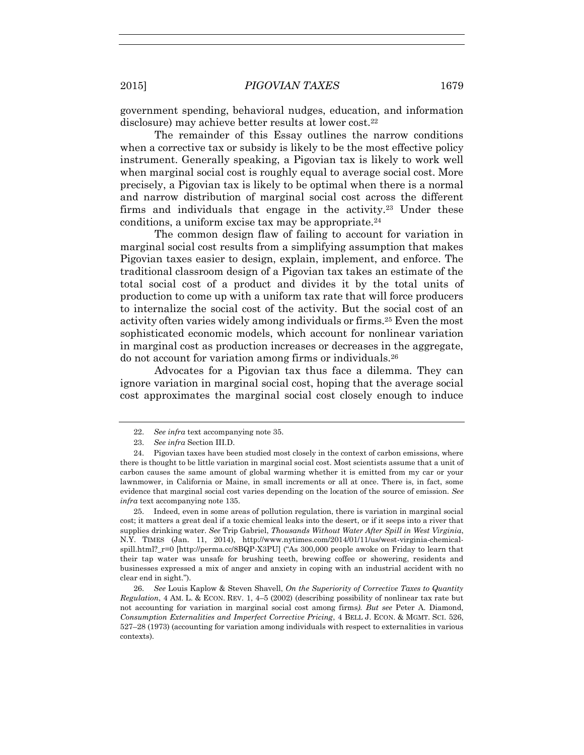government spending, behavioral nudges, education, and information disclosure) may achieve better results at lower cost.[22]

The remainder of this Essay outlines the narrow conditions when a corrective tax or subsidy is likely to be the most effective policy instrument. Generally speaking, a Pigovian tax is likely to work well when marginal social cost is roughly equal to average social cost. More precisely, a Pigovian tax is likely to be optimal when there is a normal and narrow distribution of marginal social cost across the different firms and individuals that engage in the activity.[23] Under these conditions, a uniform excise tax may be appropriate.[24]

The common design flaw of failing to account for variation in marginal social cost results from a simplifying assumption that makes Pigovian taxes easier to design, explain, implement, and enforce. The traditional classroom design of a Pigovian tax takes an estimate of the total social cost of a product and divides it by the total units of production to come up with a uniform tax rate that will force producers to internalize the social cost of the activity. But the social cost of an activity often varies widely among individuals or firms.[25] Even the most sophisticated economic models, which account for nonlinear variation in marginal cost as production increases or decreases in the aggregate, do not account for variation among firms or individuals.[26]

Advocates for a Pigovian tax thus face a dilemma. They can ignore variation in marginal social cost, hoping that the average social cost approximates the marginal social cost closely enough to induce

---

22. *See infra* text accompanying note 35.

23. *See infra* Section III.D.

24. Pigovian taxes have been studied most closely in the context of carbon emissions, where there is thought to be little variation in marginal social cost. Most scientists assume that a unit of carbon causes the same amount of global warming whether it is emitted from my car or your lawnmower, in California or Maine, in small increments or all at once. There is, in fact, some evidence that marginal social cost varies depending on the location of the source of emission. *See infra* text accompanying note 135.

25. Indeed, even in some areas of pollution regulation, there is variation in marginal social cost; it matters a great deal if a toxic chemical leaks into the desert, or if it seeps into a river that supplies drinking water. *See* Trip Gabriel, *Thousands Without Water After Spill in West Virginia*, N.Y. TIMES (Jan. 11, 2014), http://www.nytimes.com/2014/01/11/us/west-virginia-chemical-spill.html?_r=0 [http://perma.cc/8BQP-X3PU] ("As 300,000 people awoke on Friday to learn that their tap water was unsafe for brushing teeth, brewing coffee or showering, residents and businesses expressed a mix of anger and anxiety in coping with an industrial accident with no clear end in sight.").

26. *See* Louis Kaplow & Steven Shavell, *On the Superiority of Corrective Taxes to Quantity Regulation*, 4 AM. L. & ECON. REV. 1, 4–5 (2002) (describing possibility of nonlinear tax rate but not accounting for variation in marginal social cost among firms*). But see* Peter A. Diamond, *Consumption Externalities and Imperfect Corrective Pricing*, 4 BELL J. ECON. & MGMT. SCI. 526, 527–28 (1973) (accounting for variation among individuals with respect to externalities in various contexts).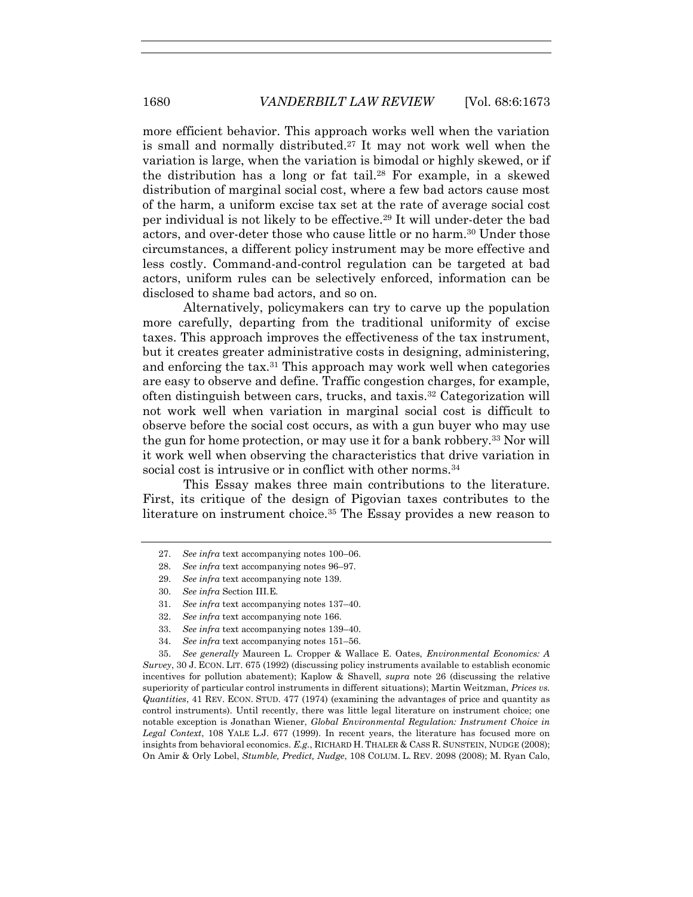more efficient behavior. This approach works well when the variation is small and normally distributed.[27] It may not work well when the variation is large, when the variation is bimodal or highly skewed, or if the distribution has a long or fat tail.[28] For example, in a skewed distribution of marginal social cost, where a few bad actors cause most of the harm, a uniform excise tax set at the rate of average social cost per individual is not likely to be effective.[29] It will under-deter the bad actors, and over-deter those who cause little or no harm.[30] Under those circumstances, a different policy instrument may be more effective and less costly. Command-and-control regulation can be targeted at bad actors, uniform rules can be selectively enforced, information can be disclosed to shame bad actors, and so on.

Alternatively, policymakers can try to carve up the population more carefully, departing from the traditional uniformity of excise taxes. This approach improves the effectiveness of the tax instrument, but it creates greater administrative costs in designing, administering, and enforcing the tax.[31] This approach may work well when categories are easy to observe and define. Traffic congestion charges, for example, often distinguish between cars, trucks, and taxis.[32] Categorization will not work well when variation in marginal social cost is difficult to observe before the social cost occurs, as with a gun buyer who may use the gun for home protection, or may use it for a bank robbery.[33] Nor will it work well when observing the characteristics that drive variation in social cost is intrusive or in conflict with other norms.[34]

This Essay makes three main contributions to the literature. First, its critique of the design of Pigovian taxes contributes to the literature on instrument choice.[35] The Essay provides a new reason to

---

27. *See infra* text accompanying notes 100–06.

28. *See infra* text accompanying notes 96–97.

29. *See infra* text accompanying note 139.

30. *See infra* Section III.E.

31. *See infra* text accompanying notes 137–40.

32. *See infra* text accompanying note 166.

33. *See infra* text accompanying notes 139–40.

34. *See infra* text accompanying notes 151–56.

35. *See generally* Maureen L. Cropper & Wallace E. Oates, *Environmental Economics: A Survey*, 30 J. ECON. LIT. 675 (1992) (discussing policy instruments available to establish economic incentives for pollution abatement); Kaplow & Shavell, *supra* note 26 (discussing the relative superiority of particular control instruments in different situations); Martin Weitzman, *Prices vs. Quantities*, 41 REV. ECON. STUD. 477 (1974) (examining the advantages of price and quantity as control instruments). Until recently, there was little legal literature on instrument choice; one notable exception is Jonathan Wiener, *Global Environmental Regulation: Instrument Choice in Legal Context*, 108 YALE L.J. 677 (1999). In recent years, the literature has focused more on insights from behavioral economics. *E.g.*, RICHARD H. THALER & CASS R. SUNSTEIN, NUDGE (2008); On Amir & Orly Lobel, *Stumble, Predict, Nudge*, 108 COLUM. L. REV. 2098 (2008); M. Ryan Calo,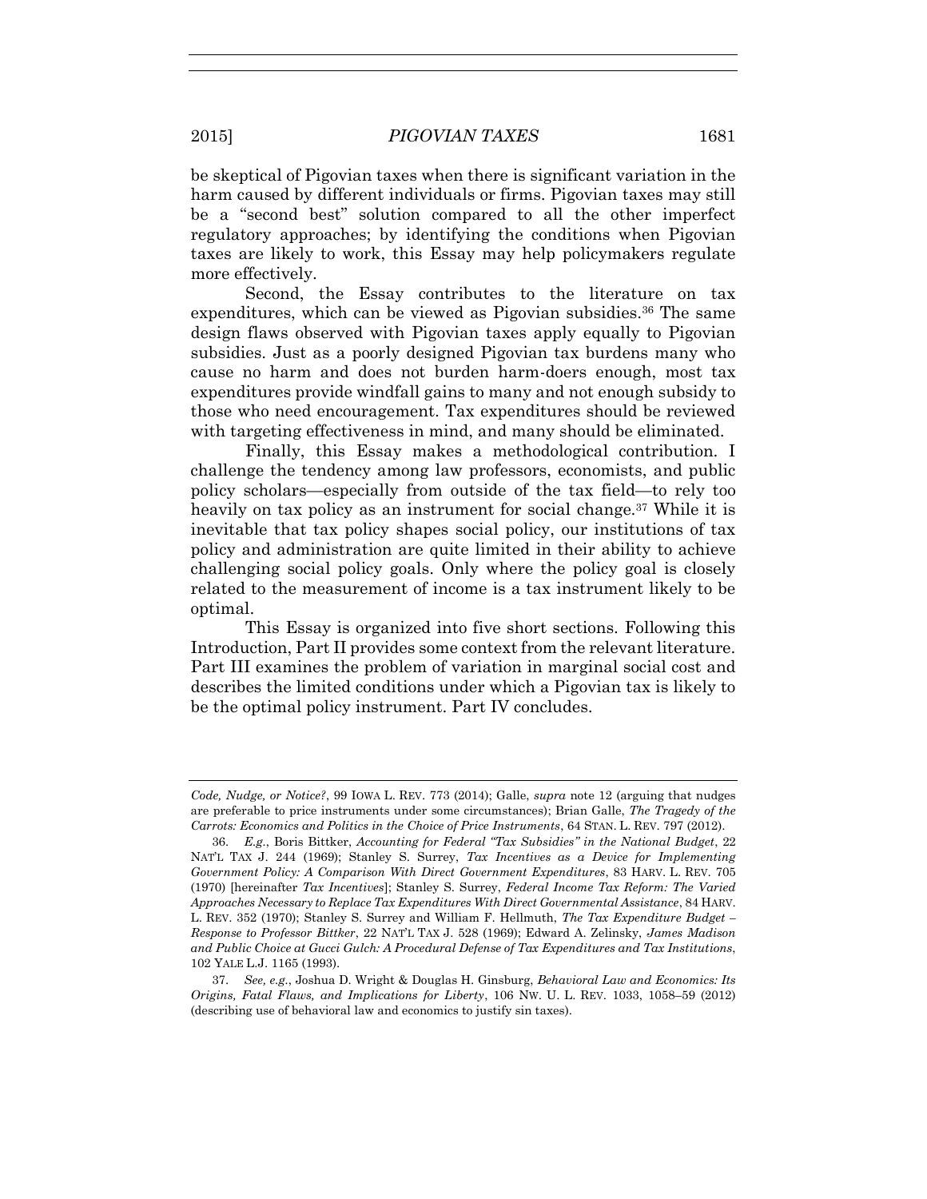be skeptical of Pigovian taxes when there is significant variation in the harm caused by different individuals or firms. Pigovian taxes may still be a "second best" solution compared to all the other imperfect regulatory approaches; by identifying the conditions when Pigovian taxes are likely to work, this Essay may help policymakers regulate more effectively.

Second, the Essay contributes to the literature on tax expenditures, which can be viewed as Pigovian subsidies.[36] The same design flaws observed with Pigovian taxes apply equally to Pigovian subsidies. Just as a poorly designed Pigovian tax burdens many who cause no harm and does not burden harm-doers enough, most tax expenditures provide windfall gains to many and not enough subsidy to those who need encouragement. Tax expenditures should be reviewed with targeting effectiveness in mind, and many should be eliminated.

Finally, this Essay makes a methodological contribution. I challenge the tendency among law professors, economists, and public policy scholars—especially from outside of the tax field—to rely too heavily on tax policy as an instrument for social change.[37] While it is inevitable that tax policy shapes social policy, our institutions of tax policy and administration are quite limited in their ability to achieve challenging social policy goals. Only where the policy goal is closely related to the measurement of income is a tax instrument likely to be optimal.

This Essay is organized into five short sections. Following this Introduction, Part II provides some context from the relevant literature. Part III examines the problem of variation in marginal social cost and describes the limited conditions under which a Pigovian tax is likely to be the optimal policy instrument. Part IV concludes.

---

*Code, Nudge, or Notice?*, 99 IOWA L. REV. 773 (2014); Galle, *supra* note 12 (arguing that nudges are preferable to price instruments under some circumstances); Brian Galle, *The Tragedy of the Carrots: Economics and Politics in the Choice of Price Instruments*, 64 STAN. L. REV. 797 (2012).

36. *E.g.*, Boris Bittker, *Accounting for Federal "Tax Subsidies" in the National Budget*, 22 NAT'L TAX J. 244 (1969); Stanley S. Surrey, *Tax Incentives as a Device for Implementing Government Policy: A Comparison With Direct Government Expenditures*, 83 HARV. L. REV. 705 (1970) [hereinafter *Tax Incentives*]; Stanley S. Surrey, *Federal Income Tax Reform: The Varied Approaches Necessary to Replace Tax Expenditures With Direct Governmental Assistance*, 84 HARV. L. REV. 352 (1970); Stanley S. Surrey and William F. Hellmuth, *The Tax Expenditure Budget – Response to Professor Bittker*, 22 NAT'L TAX J. 528 (1969); Edward A. Zelinsky, *James Madison and Public Choice at Gucci Gulch: A Procedural Defense of Tax Expenditures and Tax Institutions*, 102 YALE L.J. 1165 (1993).

37. *See, e.g.*, Joshua D. Wright & Douglas H. Ginsburg, *Behavioral Law and Economics: Its Origins, Fatal Flaws, and Implications for Liberty*, 106 NW. U. L. REV. 1033, 1058–59 (2012) (describing use of behavioral law and economics to justify sin taxes).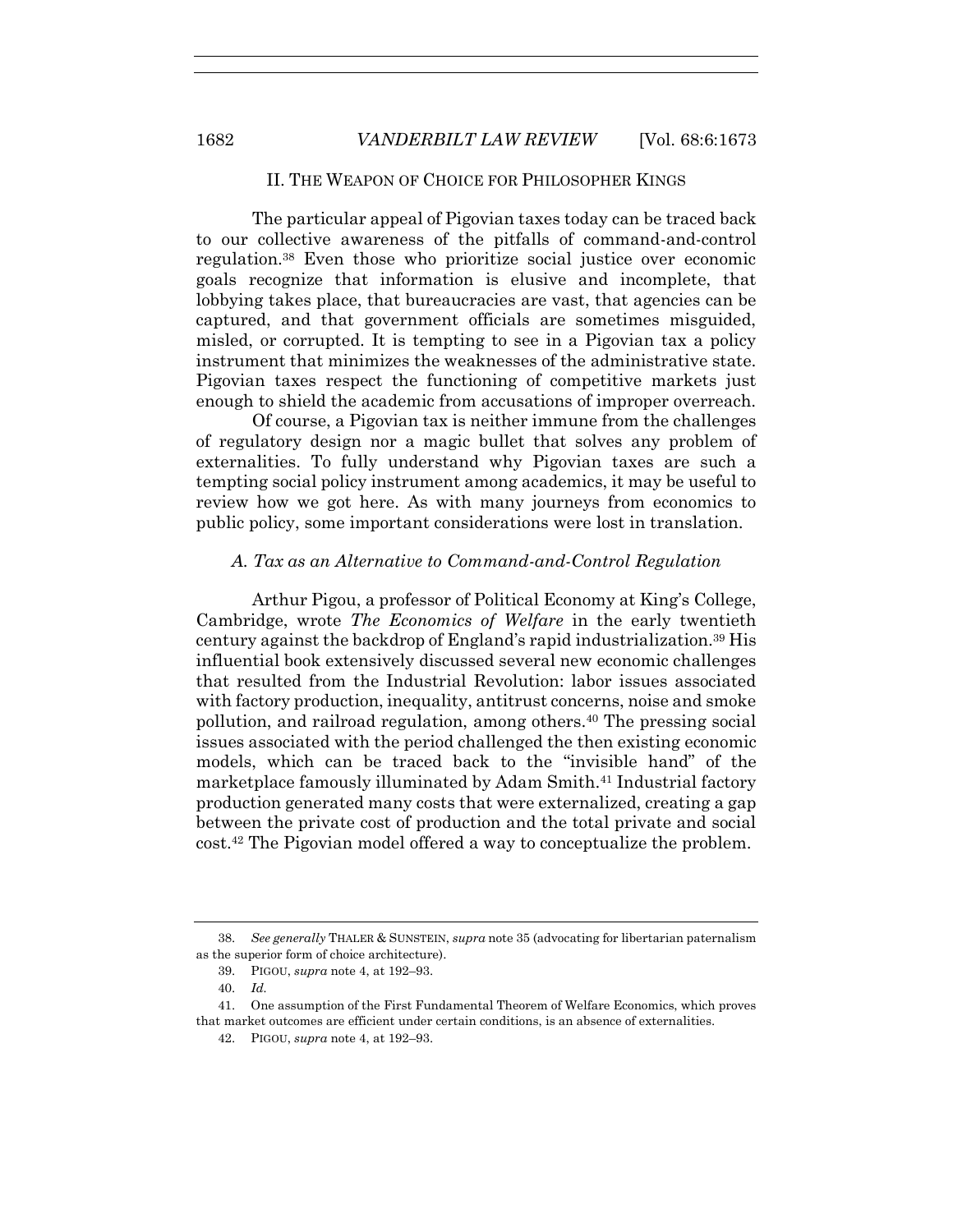## II. THE WEAPON OF CHOICE FOR PHILOSOPHER KINGS

The particular appeal of Pigovian taxes today can be traced back to our collective awareness of the pitfalls of command-and-control regulation.[38] Even those who prioritize social justice over economic goals recognize that information is elusive and incomplete, that lobbying takes place, that bureaucracies are vast, that agencies can be captured, and that government officials are sometimes misguided, misled, or corrupted. It is tempting to see in a Pigovian tax a policy instrument that minimizes the weaknesses of the administrative state. Pigovian taxes respect the functioning of competitive markets just enough to shield the academic from accusations of improper overreach.

Of course, a Pigovian tax is neither immune from the challenges of regulatory design nor a magic bullet that solves any problem of externalities. To fully understand why Pigovian taxes are such a tempting social policy instrument among academics, it may be useful to review how we got here. As with many journeys from economics to public policy, some important considerations were lost in translation.

### *A. Tax as an Alternative to Command-and-Control Regulation*

Arthur Pigou, a professor of Political Economy at King's College, Cambridge, wrote *The Economics of Welfare* in the early twentieth century against the backdrop of England's rapid industrialization.[39] His influential book extensively discussed several new economic challenges that resulted from the Industrial Revolution: labor issues associated with factory production, inequality, antitrust concerns, noise and smoke pollution, and railroad regulation, among others.[40] The pressing social issues associated with the period challenged the then existing economic models, which can be traced back to the "invisible hand" of the marketplace famously illuminated by Adam Smith.[41] Industrial factory production generated many costs that were externalized, creating a gap between the private cost of production and the total private and social cost.[42] The Pigovian model offered a way to conceptualize the problem.

---

38. *See generally* THALER & SUNSTEIN, *supra* note 35 (advocating for libertarian paternalism as the superior form of choice architecture).

39. PIGOU, *supra* note 4, at 192–93.

40. *Id.*

41. One assumption of the First Fundamental Theorem of Welfare Economics, which proves that market outcomes are efficient under certain conditions, is an absence of externalities.

42. PIGOU, *supra* note 4, at 192–93.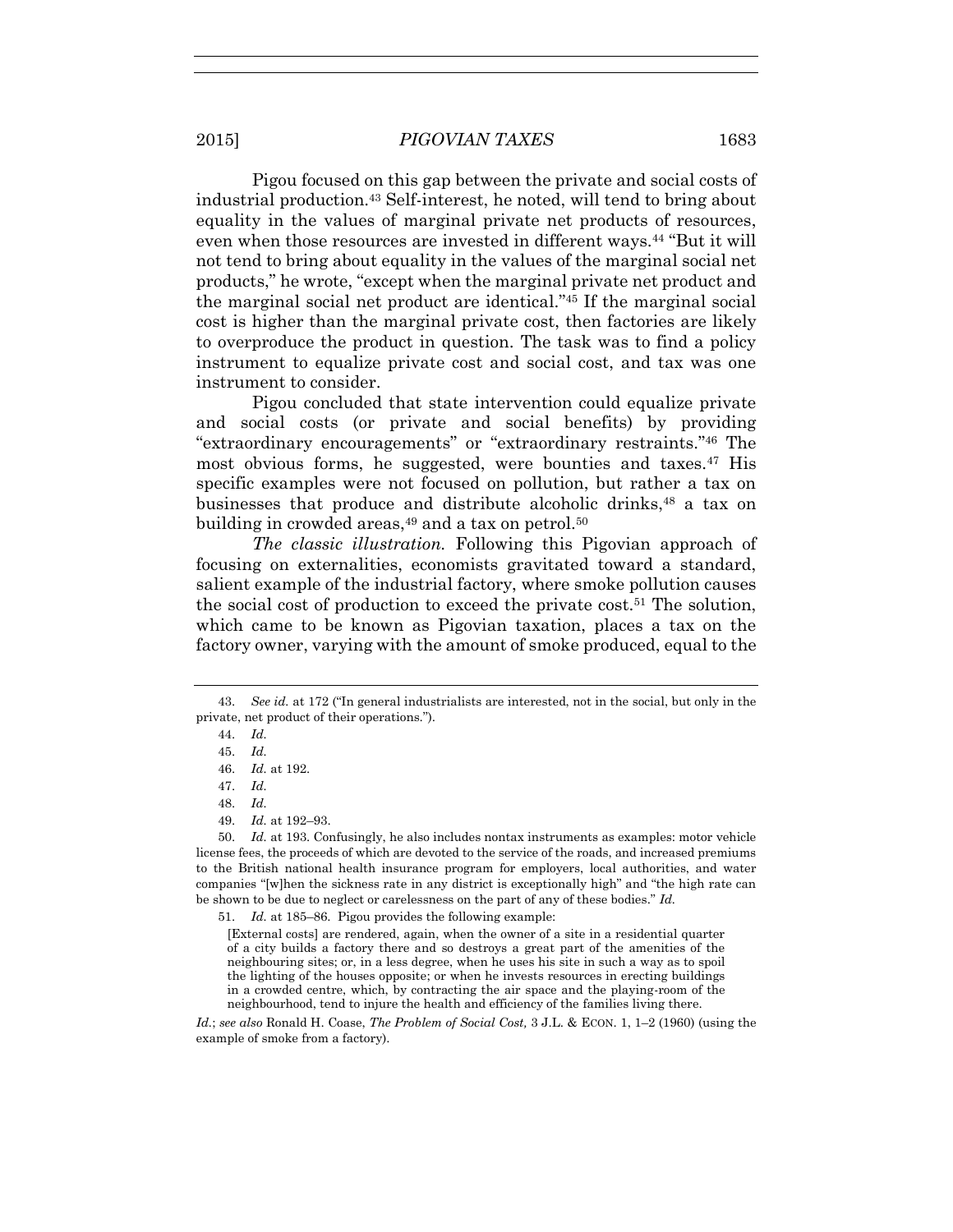Pigou focused on this gap between the private and social costs of industrial production.[43] Self-interest, he noted, will tend to bring about equality in the values of marginal private net products of resources, even when those resources are invested in different ways.[44] "But it will not tend to bring about equality in the values of the marginal social net products," he wrote, "except when the marginal private net product and the marginal social net product are identical."[45] If the marginal social cost is higher than the marginal private cost, then factories are likely to overproduce the product in question. The task was to find a policy instrument to equalize private cost and social cost, and tax was one instrument to consider.

Pigou concluded that state intervention could equalize private and social costs (or private and social benefits) by providing "extraordinary encouragements" or "extraordinary restraints."[46] The most obvious forms, he suggested, were bounties and taxes.[47] His specific examples were not focused on pollution, but rather a tax on businesses that produce and distribute alcoholic drinks,[48] a tax on building in crowded areas,[49] and a tax on petrol.[50]

*The classic illustration.* Following this Pigovian approach of focusing on externalities, economists gravitated toward a standard, salient example of the industrial factory, where smoke pollution causes the social cost of production to exceed the private cost.[51] The solution, which came to be known as Pigovian taxation, places a tax on the factory owner, varying with the amount of smoke produced, equal to the

---

43. *See id.* at 172 ("In general industrialists are interested, not in the social, but only in the private, net product of their operations.").

44. *Id.*

45. *Id.*

46. *Id.* at 192.

47. *Id.*

48. *Id.*

49. *Id.* at 192–93.

50. *Id.* at 193. Confusingly, he also includes nontax instruments as examples: motor vehicle license fees, the proceeds of which are devoted to the service of the roads, and increased premiums to the British national health insurance program for employers, local authorities, and water companies "[w]hen the sickness rate in any district is exceptionally high" and "the high rate can be shown to be due to neglect or carelessness on the part of any of these bodies." *Id.*

51. *Id.* at 185–86. Pigou provides the following example:

> [External costs] are rendered, again, when the owner of a site in a residential quarter of a city builds a factory there and so destroys a great part of the amenities of the neighbouring sites; or, in a less degree, when he uses his site in such a way as to spoil the lighting of the houses opposite; or when he invests resources in erecting buildings in a crowded centre, which, by contracting the air space and the playing-room of the neighbourhood, tend to injure the health and efficiency of the families living there.

*Id.*; *see also* Ronald H. Coase, *The Problem of Social Cost,* 3 J.L. & ECON. 1, 1–2 (1960) (using the example of smoke from a factory).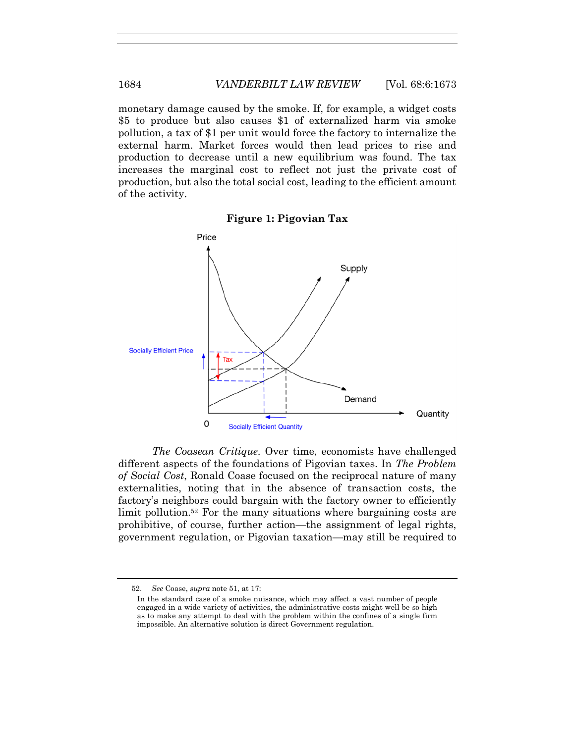monetary damage caused by the smoke. If, for example, a widget costs $5 to produce but also causes $1 of externalized harm via smoke pollution, a tax of $1 per unit would force the factory to internalize the external harm. Market forces would then lead prices to rise and production to decrease until a new equilibrium was found. The tax increases the marginal cost to reflect not just the private cost of production, but also the total social cost, leading to the efficient amount of the activity.

**Figure 1: Pigovian Tax**

*The Coasean Critique*. Over time, economists have challenged different aspects of the foundations of Pigovian taxes. In *The Problem of Social Cost*, Ronald Coase focused on the reciprocal nature of many externalities, noting that in the absence of transaction costs, the factory's neighbors could bargain with the factory owner to efficiently limit pollution.[52] For the many situations where bargaining costs are prohibitive, of course, further action—the assignment of legal rights, government regulation, or Pigovian taxation—may still be required to

---

52. *See* Coase, *supra* note 51, at 17:

> In the standard case of a smoke nuisance, which may affect a vast number of people engaged in a wide variety of activities, the administrative costs might well be so high as to make any attempt to deal with the problem within the confines of a single firm impossible. An alternative solution is direct Government regulation.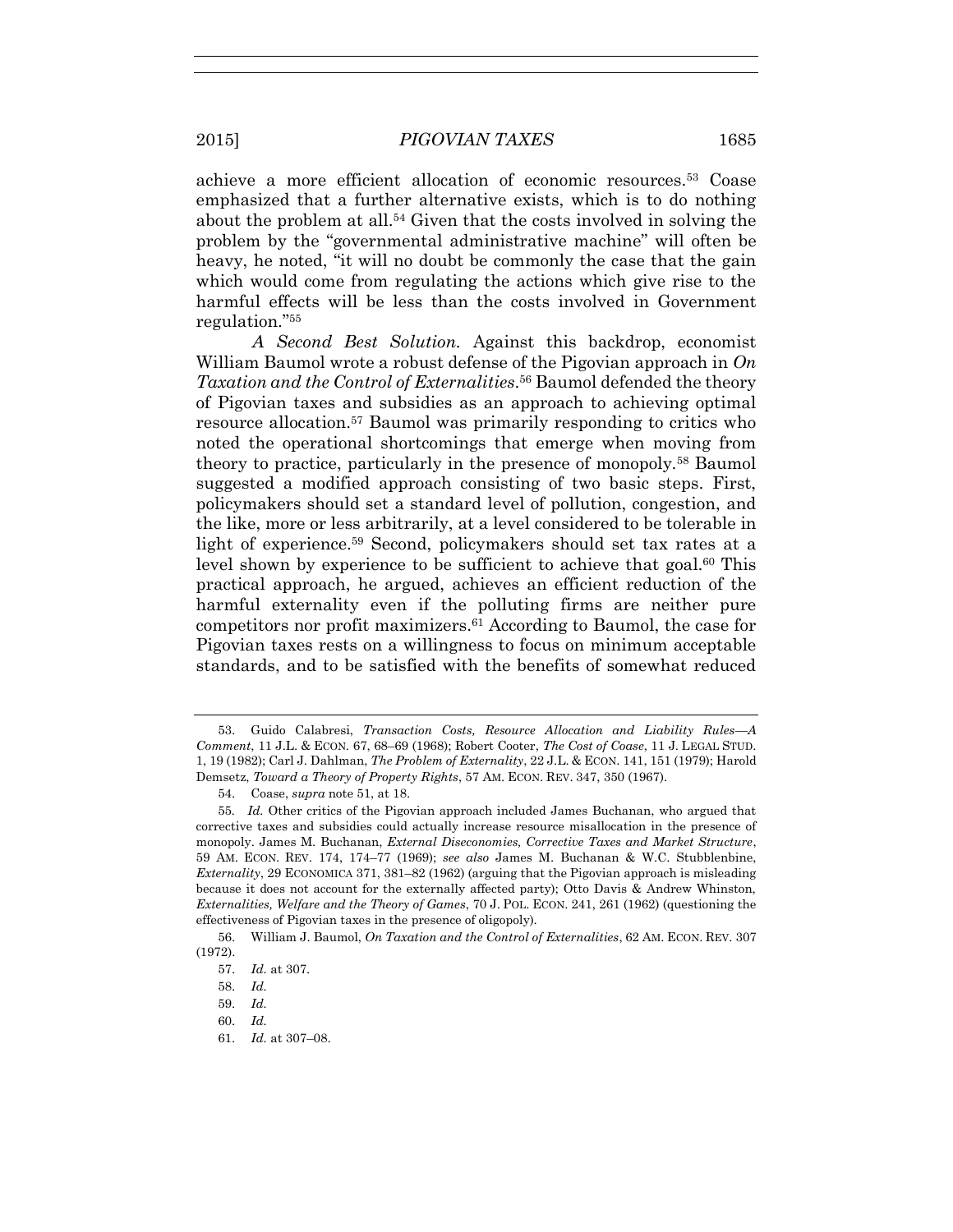achieve a more efficient allocation of economic resources.[53] Coase emphasized that a further alternative exists, which is to do nothing about the problem at all.[54] Given that the costs involved in solving the problem by the "governmental administrative machine" will often be heavy, he noted, "it will no doubt be commonly the case that the gain which would come from regulating the actions which give rise to the harmful effects will be less than the costs involved in Government regulation."[55]

*A Second Best Solution.* Against this backdrop, economist William Baumol wrote a robust defense of the Pigovian approach in *On Taxation and the Control of Externalities*.[56] Baumol defended the theory of Pigovian taxes and subsidies as an approach to achieving optimal resource allocation.[57] Baumol was primarily responding to critics who noted the operational shortcomings that emerge when moving from theory to practice, particularly in the presence of monopoly.[58] Baumol suggested a modified approach consisting of two basic steps. First, policymakers should set a standard level of pollution, congestion, and the like, more or less arbitrarily, at a level considered to be tolerable in light of experience.[59] Second, policymakers should set tax rates at a level shown by experience to be sufficient to achieve that goal.[60] This practical approach, he argued, achieves an efficient reduction of the harmful externality even if the polluting firms are neither pure competitors nor profit maximizers.[61] According to Baumol, the case for Pigovian taxes rests on a willingness to focus on minimum acceptable standards, and to be satisfied with the benefits of somewhat reduced

---

53. Guido Calabresi, *Transaction Costs, Resource Allocation and Liability Rules—A Comment*, 11 J.L. & ECON. 67, 68–69 (1968); Robert Cooter, *The Cost of Coase*, 11 J. LEGAL STUD. 1, 19 (1982); Carl J. Dahlman, *The Problem of Externality*, 22 J.L. & ECON. 141, 151 (1979); Harold Demsetz, *Toward a Theory of Property Rights*, 57 AM. ECON. REV. 347, 350 (1967).

54. Coase, *supra* note 51, at 18.

55. *Id.* Other critics of the Pigovian approach included James Buchanan, who argued that corrective taxes and subsidies could actually increase resource misallocation in the presence of monopoly. James M. Buchanan, *External Diseconomies, Corrective Taxes and Market Structure*, 59 AM. ECON. REV. 174, 174–77 (1969); *see also* James M. Buchanan & W.C. Stubblenbine, *Externality*, 29 ECONOMICA 371, 381–82 (1962) (arguing that the Pigovian approach is misleading because it does not account for the externally affected party); Otto Davis & Andrew Whinston, *Externalities, Welfare and the Theory of Games*, 70 J. POL. ECON. 241, 261 (1962) (questioning the effectiveness of Pigovian taxes in the presence of oligopoly).

56. William J. Baumol, *On Taxation and the Control of Externalities*, 62 AM. ECON. REV. 307 (1972).

57. *Id.* at 307.

58. *Id.*

59. *Id.*

60. *Id.*

61. *Id.* at 307–08.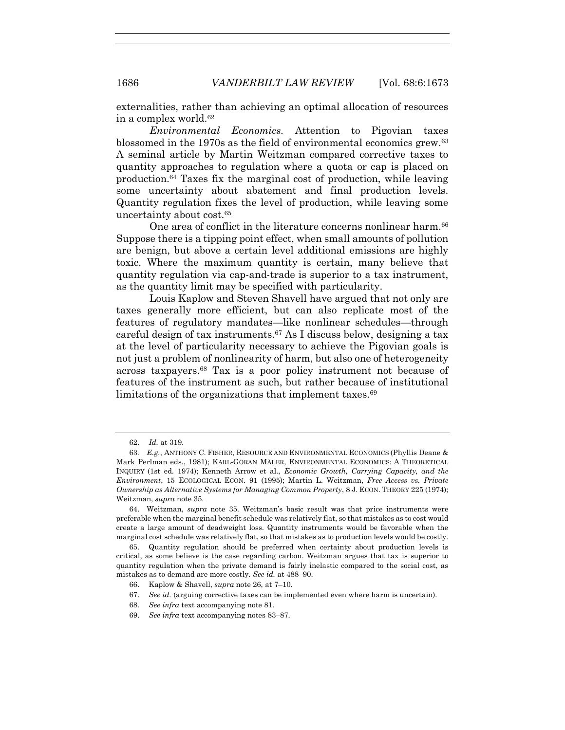externalities, rather than achieving an optimal allocation of resources in a complex world.[62]

*Environmental Economics.* Attention to Pigovian taxes blossomed in the 1970s as the field of environmental economics grew.[63] A seminal article by Martin Weitzman compared corrective taxes to quantity approaches to regulation where a quota or cap is placed on production.[64] Taxes fix the marginal cost of production, while leaving some uncertainty about abatement and final production levels. Quantity regulation fixes the level of production, while leaving some uncertainty about cost.[65]

One area of conflict in the literature concerns nonlinear harm.[66] Suppose there is a tipping point effect, when small amounts of pollution are benign, but above a certain level additional emissions are highly toxic. Where the maximum quantity is certain, many believe that quantity regulation via cap-and-trade is superior to a tax instrument, as the quantity limit may be specified with particularity.

Louis Kaplow and Steven Shavell have argued that not only are taxes generally more efficient, but can also replicate most of the features of regulatory mandates—like nonlinear schedules—through careful design of tax instruments.[67] As I discuss below, designing a tax at the level of particularity necessary to achieve the Pigovian goals is not just a problem of nonlinearity of harm, but also one of heterogeneity across taxpayers.[68] Tax is a poor policy instrument not because of features of the instrument as such, but rather because of institutional limitations of the organizations that implement taxes.[69]

---

62. *Id.* at 319.

63. *E.g.*, ANTHONY C. FISHER, RESOURCE AND ENVIRONMENTAL ECONOMICS (Phyllis Deane & Mark Perlman eds., 1981); KARL-GÖRAN MÄLER, ENVIRONMENTAL ECONOMICS: A THEORETICAL INQUIRY (1st ed. 1974); Kenneth Arrow et al., *Economic Growth, Carrying Capacity, and the Environment*, 15 ECOLOGICAL ECON. 91 (1995); Martin L. Weitzman, *Free Access vs. Private Ownership as Alternative Systems for Managing Common Property*, 8 J. ECON. THEORY 225 (1974); Weitzman, *supra* note 35.

64. Weitzman, *supra* note 35. Weitzman's basic result was that price instruments were preferable when the marginal benefit schedule was relatively flat, so that mistakes as to cost would create a large amount of deadweight loss. Quantity instruments would be favorable when the marginal cost schedule was relatively flat, so that mistakes as to production levels would be costly.

65. Quantity regulation should be preferred when certainty about production levels is critical, as some believe is the case regarding carbon. Weitzman argues that tax is superior to quantity regulation when the private demand is fairly inelastic compared to the social cost, as mistakes as to demand are more costly. *See id.* at 488–90.

66. Kaplow & Shavell, *supra* note 26, at 7–10.

67. *See id.* (arguing corrective taxes can be implemented even where harm is uncertain).

68. *See infra* text accompanying note 81.

69. *See infra* text accompanying notes 83–87.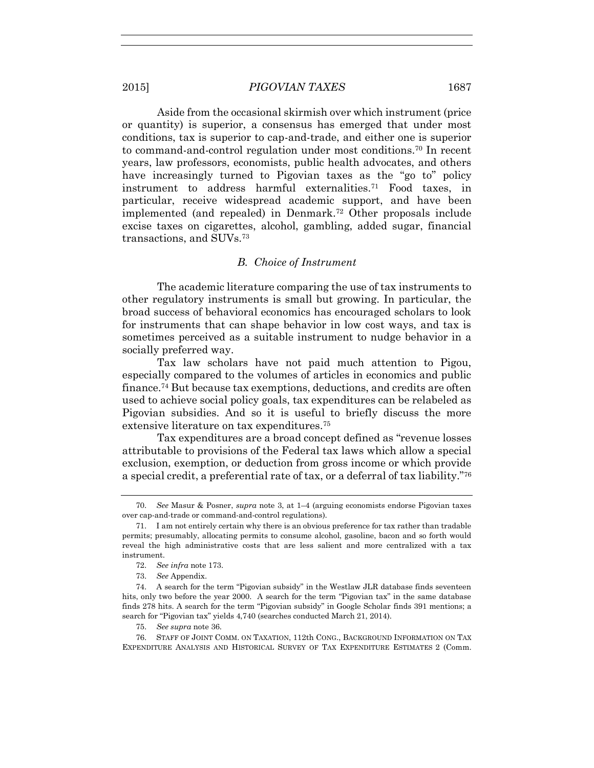Aside from the occasional skirmish over which instrument (price or quantity) is superior, a consensus has emerged that under most conditions, tax is superior to cap-and-trade, and either one is superior to command-and-control regulation under most conditions.[70] In recent years, law professors, economists, public health advocates, and others have increasingly turned to Pigovian taxes as the "go to" policy instrument to address harmful externalities.[71] Food taxes, in particular, receive widespread academic support, and have been implemented (and repealed) in Denmark.[72] Other proposals include excise taxes on cigarettes, alcohol, gambling, added sugar, financial transactions, and SUVs.[73]

### *B. Choice of Instrument*

The academic literature comparing the use of tax instruments to other regulatory instruments is small but growing. In particular, the broad success of behavioral economics has encouraged scholars to look for instruments that can shape behavior in low cost ways, and tax is sometimes perceived as a suitable instrument to nudge behavior in a socially preferred way.

Tax law scholars have not paid much attention to Pigou, especially compared to the volumes of articles in economics and public finance.[74] But because tax exemptions, deductions, and credits are often used to achieve social policy goals, tax expenditures can be relabeled as Pigovian subsidies. And so it is useful to briefly discuss the more extensive literature on tax expenditures.[75]

Tax expenditures are a broad concept defined as "revenue losses attributable to provisions of the Federal tax laws which allow a special exclusion, exemption, or deduction from gross income or which provide a special credit, a preferential rate of tax, or a deferral of tax liability."[76]

---

70. *See* Masur & Posner, *supra* note 3, at 1–4 (arguing economists endorse Pigovian taxes over cap-and-trade or command-and-control regulations).

71. I am not entirely certain why there is an obvious preference for tax rather than tradable permits; presumably, allocating permits to consume alcohol, gasoline, bacon and so forth would reveal the high administrative costs that are less salient and more centralized with a tax instrument.

72. *See infra* note 173.

73. *See* Appendix.

74. A search for the term "Pigovian subsidy" in the Westlaw JLR database finds seventeen hits, only two before the year 2000. A search for the term "Pigovian tax" in the same database finds 278 hits. A search for the term "Pigovian subsidy" in Google Scholar finds 391 mentions; a search for "Pigovian tax" yields 4,740 (searches conducted March 21, 2014).

75. *See supra* note 36.

76. STAFF OF JOINT COMM. ON TAXATION, 112th CONG., BACKGROUND INFORMATION ON TAX EXPENDITURE ANALYSIS AND HISTORICAL SURVEY OF TAX EXPENDITURE ESTIMATES 2 (Comm.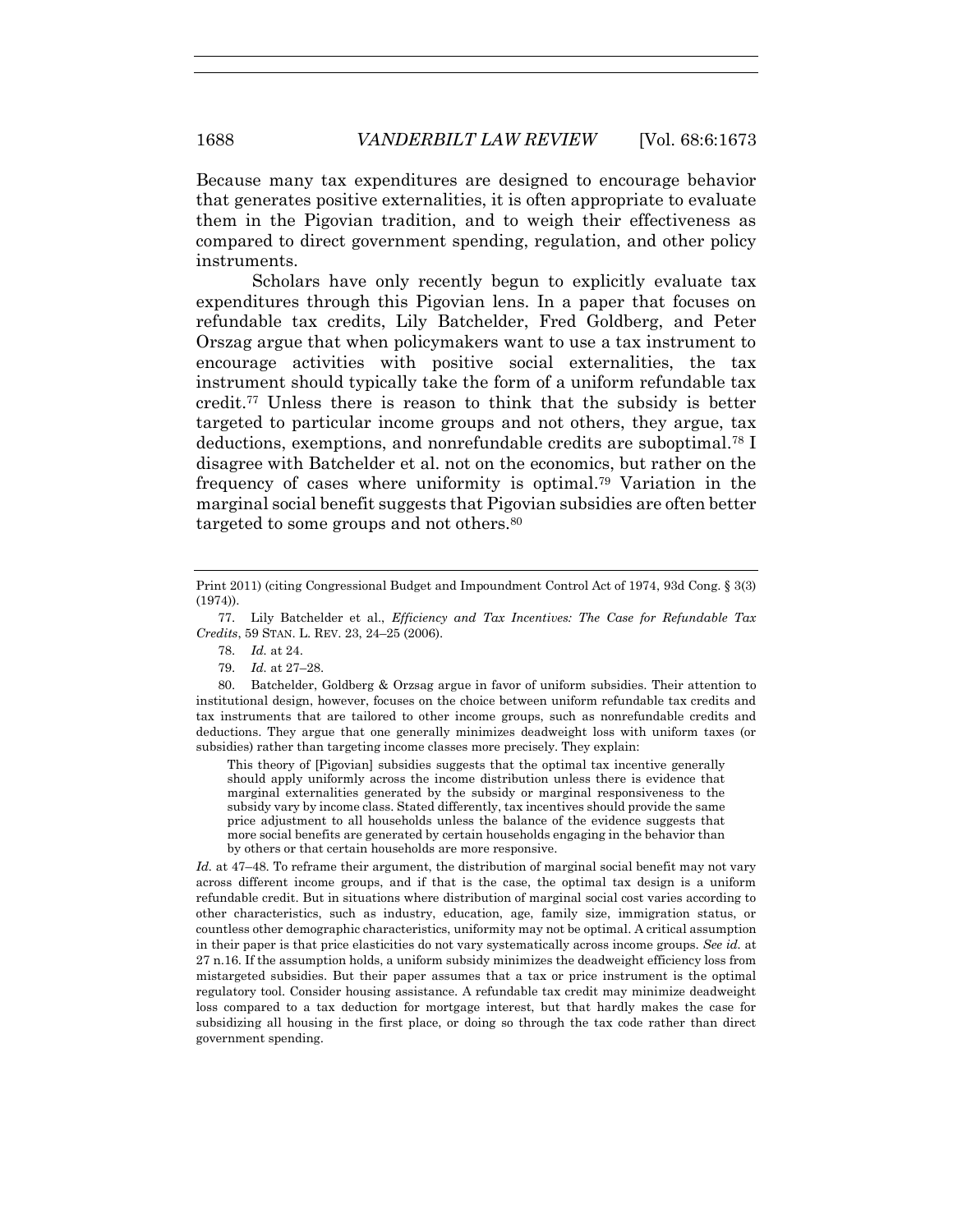Because many tax expenditures are designed to encourage behavior that generates positive externalities, it is often appropriate to evaluate them in the Pigovian tradition, and to weigh their effectiveness as compared to direct government spending, regulation, and other policy instruments.

Scholars have only recently begun to explicitly evaluate tax expenditures through this Pigovian lens. In a paper that focuses on refundable tax credits, Lily Batchelder, Fred Goldberg, and Peter Orszag argue that when policymakers want to use a tax instrument to encourage activities with positive social externalities, the tax instrument should typically take the form of a uniform refundable tax credit.[77] Unless there is reason to think that the subsidy is better targeted to particular income groups and not others, they argue, tax deductions, exemptions, and nonrefundable credits are suboptimal.[78] I disagree with Batchelder et al. not on the economics, but rather on the frequency of cases where uniformity is optimal.[79] Variation in the marginal social benefit suggests that Pigovian subsidies are often better targeted to some groups and not others.[80]

---

Print 2011) (citing Congressional Budget and Impoundment Control Act of 1974, 93d Cong. § 3(3) (1974)).

77. Lily Batchelder et al., *Efficiency and Tax Incentives: The Case for Refundable Tax Credits*, 59 STAN. L. REV. 23, 24–25 (2006).

78. *Id.* at 24.

79. *Id.* at 27–28.

80. Batchelder, Goldberg & Orzsag argue in favor of uniform subsidies. Their attention to institutional design, however, focuses on the choice between uniform refundable tax credits and tax instruments that are tailored to other income groups, such as nonrefundable credits and deductions. They argue that one generally minimizes deadweight loss with uniform taxes (or subsidies) rather than targeting income classes more precisely. They explain:

> This theory of [Pigovian] subsidies suggests that the optimal tax incentive generally should apply uniformly across the income distribution unless there is evidence that marginal externalities generated by the subsidy or marginal responsiveness to the subsidy vary by income class. Stated differently, tax incentives should provide the same price adjustment to all households unless the balance of the evidence suggests that more social benefits are generated by certain households engaging in the behavior than by others or that certain households are more responsive.

*Id.* at 47–48. To reframe their argument, the distribution of marginal social benefit may not vary across different income groups, and if that is the case, the optimal tax design is a uniform refundable credit. But in situations where distribution of marginal social cost varies according to other characteristics, such as industry, education, age, family size, immigration status, or countless other demographic characteristics, uniformity may not be optimal. A critical assumption in their paper is that price elasticities do not vary systematically across income groups. *See id.* at 27 n.16. If the assumption holds, a uniform subsidy minimizes the deadweight efficiency loss from mistargeted subsidies. But their paper assumes that a tax or price instrument is the optimal regulatory tool. Consider housing assistance. A refundable tax credit may minimize deadweight loss compared to a tax deduction for mortgage interest, but that hardly makes the case for subsidizing all housing in the first place, or doing so through the tax code rather than direct government spending.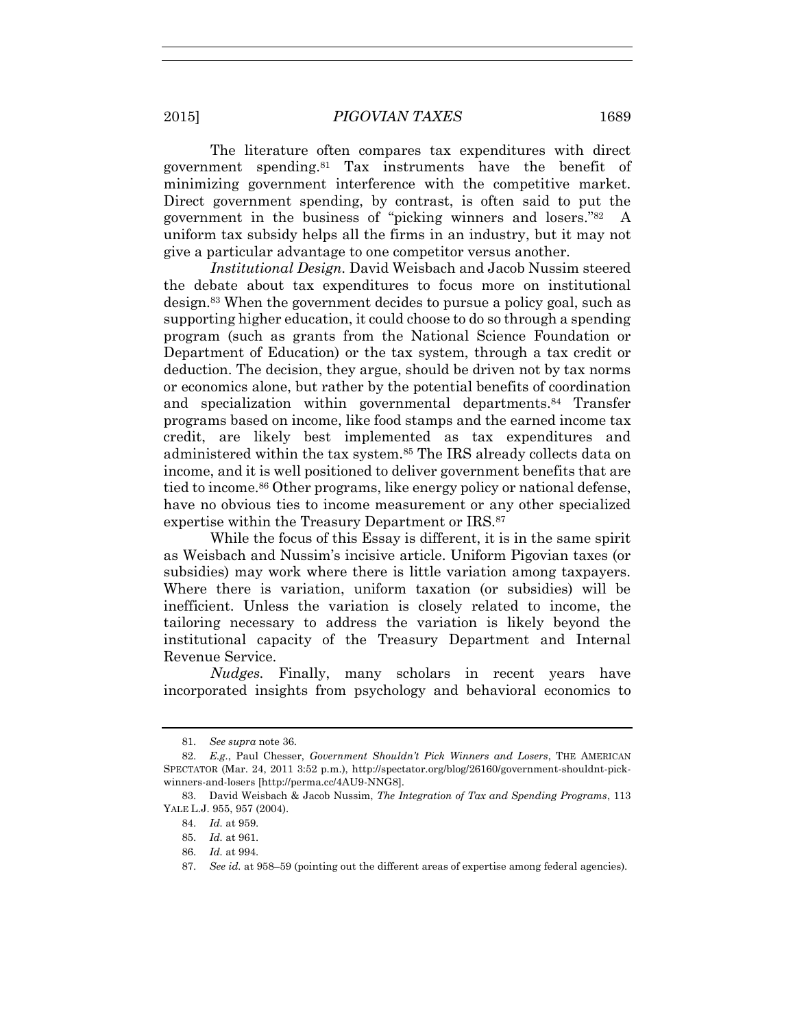The literature often compares tax expenditures with direct government spending.[81] Tax instruments have the benefit of minimizing government interference with the competitive market. Direct government spending, by contrast, is often said to put the government in the business of "picking winners and losers."[82] A uniform tax subsidy helps all the firms in an industry, but it may not give a particular advantage to one competitor versus another.

*Institutional Design.* David Weisbach and Jacob Nussim steered the debate about tax expenditures to focus more on institutional design.[83] When the government decides to pursue a policy goal, such as supporting higher education, it could choose to do so through a spending program (such as grants from the National Science Foundation or Department of Education) or the tax system, through a tax credit or deduction. The decision, they argue, should be driven not by tax norms or economics alone, but rather by the potential benefits of coordination and specialization within governmental departments.[84] Transfer programs based on income, like food stamps and the earned income tax credit, are likely best implemented as tax expenditures and administered within the tax system.[85] The IRS already collects data on income, and it is well positioned to deliver government benefits that are tied to income.[86] Other programs, like energy policy or national defense, have no obvious ties to income measurement or any other specialized expertise within the Treasury Department or IRS.[87]

While the focus of this Essay is different, it is in the same spirit as Weisbach and Nussim's incisive article. Uniform Pigovian taxes (or subsidies) may work where there is little variation among taxpayers. Where there is variation, uniform taxation (or subsidies) will be inefficient. Unless the variation is closely related to income, the tailoring necessary to address the variation is likely beyond the institutional capacity of the Treasury Department and Internal Revenue Service.

*Nudges.* Finally, many scholars in recent years have incorporated insights from psychology and behavioral economics to

---

81. *See supra* note 36.

82. *E.g.*, Paul Chesser, *Government Shouldn't Pick Winners and Losers*, THE AMERICAN SPECTATOR (Mar. 24, 2011 3:52 p.m.), http://spectator.org/blog/26160/government-shouldnt-pick-winners-and-losers [http://perma.cc/4AU9-NNG8].

83. David Weisbach & Jacob Nussim, *The Integration of Tax and Spending Programs*, 113 YALE L.J. 955, 957 (2004).

84. *Id.* at 959.

85. *Id.* at 961.

86. *Id.* at 994.

87. *See id.* at 958–59 (pointing out the different areas of expertise among federal agencies).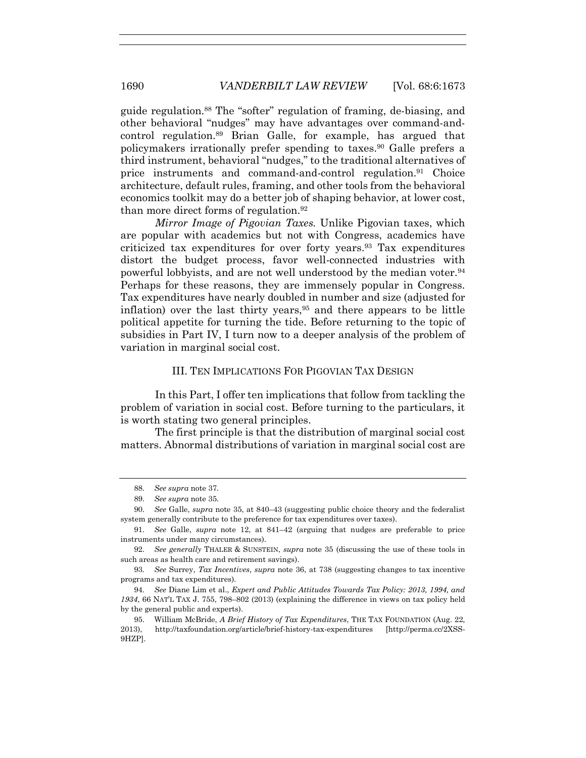guide regulation.[88] The "softer" regulation of framing, de-biasing, and other behavioral "nudges" may have advantages over command-and-control regulation.[89] Brian Galle, for example, has argued that policymakers irrationally prefer spending to taxes.[90] Galle prefers a third instrument, behavioral "nudges," to the traditional alternatives of price instruments and command-and-control regulation.[91] Choice architecture, default rules, framing, and other tools from the behavioral economics toolkit may do a better job of shaping behavior, at lower cost, than more direct forms of regulation.[92]

*Mirror Image of Pigovian Taxes.* Unlike Pigovian taxes, which are popular with academics but not with Congress, academics have criticized tax expenditures for over forty years.[93] Tax expenditures distort the budget process, favor well-connected industries with powerful lobbyists, and are not well understood by the median voter.[94] Perhaps for these reasons, they are immensely popular in Congress. Tax expenditures have nearly doubled in number and size (adjusted for inflation) over the last thirty years,[95] and there appears to be little political appetite for turning the tide. Before returning to the topic of subsidies in Part IV, I turn now to a deeper analysis of the problem of variation in marginal social cost.

## III. TEN IMPLICATIONS FOR PIGOVIAN TAX DESIGN

In this Part, I offer ten implications that follow from tackling the problem of variation in social cost. Before turning to the particulars, it is worth stating two general principles.

The first principle is that the distribution of marginal social cost matters. Abnormal distributions of variation in marginal social cost are

---

88. *See supra* note 37.

89. *See supra* note 35.

90. *See* Galle, *supra* note 35, at 840–43 (suggesting public choice theory and the federalist system generally contribute to the preference for tax expenditures over taxes).

91. *See* Galle, *supra* note 12, at 841–42 (arguing that nudges are preferable to price instruments under many circumstances).

92. *See generally* THALER & SUNSTEIN, *supra* note 35 (discussing the use of these tools in such areas as health care and retirement savings).

93. *See* Surrey, *Tax Incentives*, *supra* note 36, at 738 (suggesting changes to tax incentive programs and tax expenditures).

94. *See* Diane Lim et al., *Expert and Public Attitudes Towards Tax Policy: 2013, 1994, and 1934*, 66 NAT'L TAX J. 755, 798–802 (2013) (explaining the difference in views on tax policy held by the general public and experts).

95. William McBride, *A Brief History of Tax Expenditures*, THE TAX FOUNDATION (Aug. 22, 2013), http://taxfoundation.org/article/brief-history-tax-expenditures [http://perma.cc/2XSS-9HZP].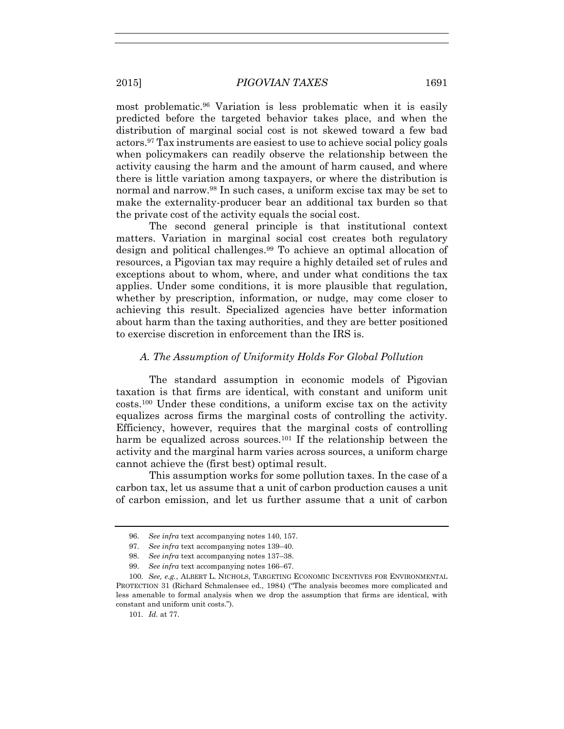most problematic.[96] Variation is less problematic when it is easily predicted before the targeted behavior takes place, and when the distribution of marginal social cost is not skewed toward a few bad actors.[97] Tax instruments are easiest to use to achieve social policy goals when policymakers can readily observe the relationship between the activity causing the harm and the amount of harm caused, and where there is little variation among taxpayers, or where the distribution is normal and narrow.[98] In such cases, a uniform excise tax may be set to make the externality-producer bear an additional tax burden so that the private cost of the activity equals the social cost.

The second general principle is that institutional context matters. Variation in marginal social cost creates both regulatory design and political challenges.[99] To achieve an optimal allocation of resources, a Pigovian tax may require a highly detailed set of rules and exceptions about to whom, where, and under what conditions the tax applies. Under some conditions, it is more plausible that regulation, whether by prescription, information, or nudge, may come closer to achieving this result. Specialized agencies have better information about harm than the taxing authorities, and they are better positioned to exercise discretion in enforcement than the IRS is.

### *A. The Assumption of Uniformity Holds For Global Pollution*

The standard assumption in economic models of Pigovian taxation is that firms are identical, with constant and uniform unit costs.[100] Under these conditions, a uniform excise tax on the activity equalizes across firms the marginal costs of controlling the activity. Efficiency, however, requires that the marginal costs of controlling harm be equalized across sources.[101] If the relationship between the activity and the marginal harm varies across sources, a uniform charge cannot achieve the (first best) optimal result.

This assumption works for some pollution taxes. In the case of a carbon tax, let us assume that a unit of carbon production causes a unit of carbon emission, and let us further assume that a unit of carbon

---

96. *See infra* text accompanying notes 140, 157.

97. *See infra* text accompanying notes 139–40.

98. *See infra* text accompanying notes 137–38.

99. *See infra* text accompanying notes 166–67.

100. *See, e.g.*, ALBERT L. NICHOLS, TARGETING ECONOMIC INCENTIVES FOR ENVIRONMENTAL PROTECTION 31 (Richard Schmalensee ed., 1984) ("The analysis becomes more complicated and less amenable to formal analysis when we drop the assumption that firms are identical, with constant and uniform unit costs.").

101. *Id.* at 77.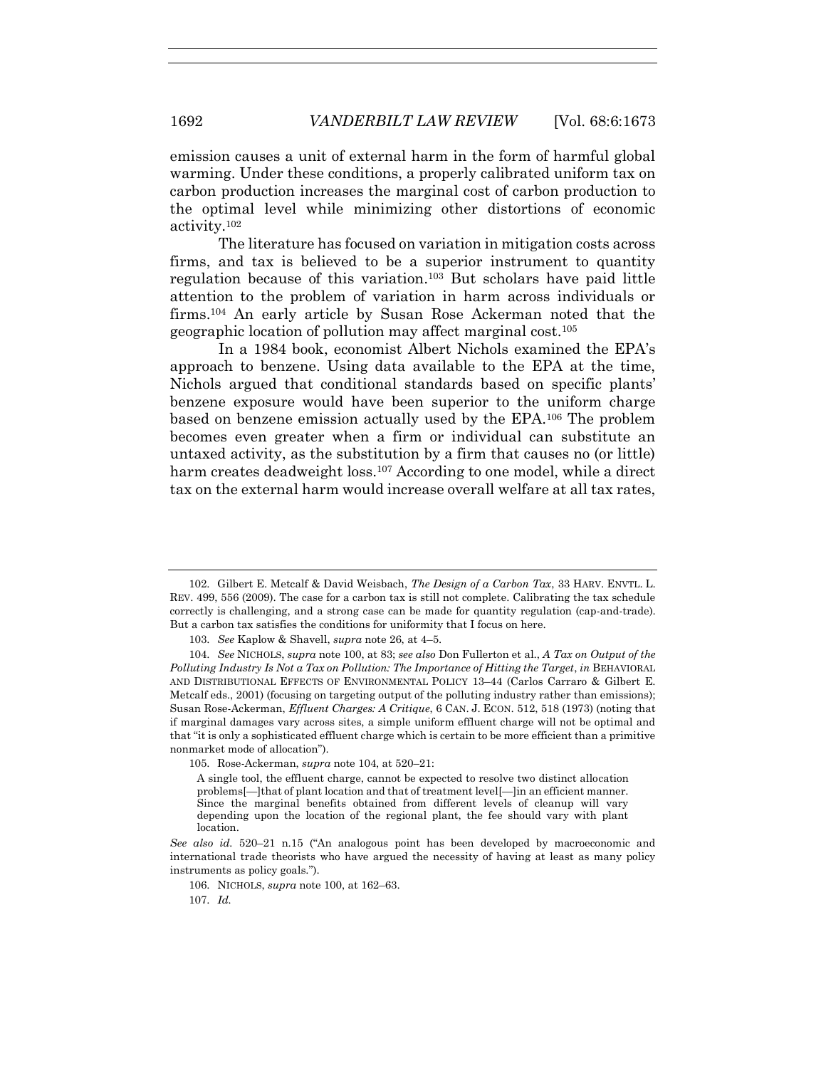emission causes a unit of external harm in the form of harmful global warming. Under these conditions, a properly calibrated uniform tax on carbon production increases the marginal cost of carbon production to the optimal level while minimizing other distortions of economic activity.[102]

The literature has focused on variation in mitigation costs across firms, and tax is believed to be a superior instrument to quantity regulation because of this variation.[103] But scholars have paid little attention to the problem of variation in harm across individuals or firms.[104] An early article by Susan Rose Ackerman noted that the geographic location of pollution may affect marginal cost.[105]

In a 1984 book, economist Albert Nichols examined the EPA's approach to benzene. Using data available to the EPA at the time, Nichols argued that conditional standards based on specific plants' benzene exposure would have been superior to the uniform charge based on benzene emission actually used by the EPA.[106] The problem becomes even greater when a firm or individual can substitute an untaxed activity, as the substitution by a firm that causes no (or little) harm creates deadweight loss.[107] According to one model, while a direct tax on the external harm would increase overall welfare at all tax rates,

---

102. Gilbert E. Metcalf & David Weisbach, *The Design of a Carbon Tax*, 33 HARV. ENVTL. L. REV. 499, 556 (2009). The case for a carbon tax is still not complete. Calibrating the tax schedule correctly is challenging, and a strong case can be made for quantity regulation (cap-and-trade). But a carbon tax satisfies the conditions for uniformity that I focus on here.

103. *See* Kaplow & Shavell, *supra* note 26, at 4–5.

104. *See* NICHOLS, *supra* note 100, at 83; *see also* Don Fullerton et al., *A Tax on Output of the Polluting Industry Is Not a Tax on Pollution: The Importance of Hitting the Target*, *in* BEHAVIORAL AND DISTRIBUTIONAL EFFECTS OF ENVIRONMENTAL POLICY 13–44 (Carlos Carraro & Gilbert E. Metcalf eds., 2001) (focusing on targeting output of the polluting industry rather than emissions); Susan Rose-Ackerman, *Effluent Charges: A Critique*, 6 CAN. J. ECON. 512, 518 (1973) (noting that if marginal damages vary across sites, a simple uniform effluent charge will not be optimal and that "it is only a sophisticated effluent charge which is certain to be more efficient than a primitive nonmarket mode of allocation").

105. Rose-Ackerman, *supra* note 104, at 520–21:

> A single tool, the effluent charge, cannot be expected to resolve two distinct allocation problems[—]that of plant location and that of treatment level[—]in an efficient manner. Since the marginal benefits obtained from different levels of cleanup will vary depending upon the location of the regional plant, the fee should vary with plant location.

*See also id.* 520–21 n.15 ("An analogous point has been developed by macroeconomic and international trade theorists who have argued the necessity of having at least as many policy instruments as policy goals.").

106. NICHOLS, *supra* note 100, at 162–63.

107. *Id.*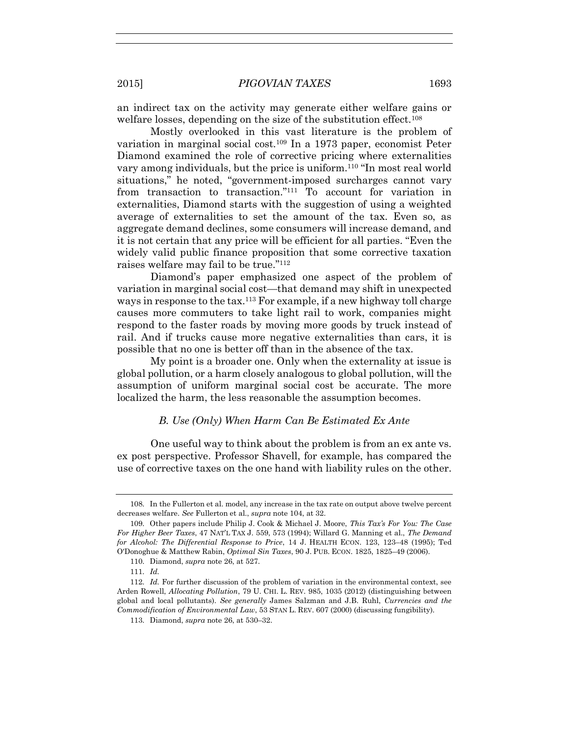an indirect tax on the activity may generate either welfare gains or welfare losses, depending on the size of the substitution effect.[108]

Mostly overlooked in this vast literature is the problem of variation in marginal social cost.[109] In a 1973 paper, economist Peter Diamond examined the role of corrective pricing where externalities vary among individuals, but the price is uniform.[110] "In most real world situations," he noted, "government-imposed surcharges cannot vary from transaction to transaction."[111] To account for variation in externalities, Diamond starts with the suggestion of using a weighted average of externalities to set the amount of the tax. Even so, as aggregate demand declines, some consumers will increase demand, and it is not certain that any price will be efficient for all parties. "Even the widely valid public finance proposition that some corrective taxation raises welfare may fail to be true."[112]

Diamond's paper emphasized one aspect of the problem of variation in marginal social cost—that demand may shift in unexpected ways in response to the tax.[113] For example, if a new highway toll charge causes more commuters to take light rail to work, companies might respond to the faster roads by moving more goods by truck instead of rail. And if trucks cause more negative externalities than cars, it is possible that no one is better off than in the absence of the tax.

My point is a broader one. Only when the externality at issue is global pollution, or a harm closely analogous to global pollution, will the assumption of uniform marginal social cost be accurate. The more localized the harm, the less reasonable the assumption becomes.

### *B. Use (Only) When Harm Can Be Estimated Ex Ante*

One useful way to think about the problem is from an ex ante vs. ex post perspective. Professor Shavell, for example, has compared the use of corrective taxes on the one hand with liability rules on the other.

---

108. In the Fullerton et al. model, any increase in the tax rate on output above twelve percent decreases welfare. *See* Fullerton et al., *supra* note 104, at 32.

109. Other papers include Philip J. Cook & Michael J. Moore, *This Tax's For You: The Case For Higher Beer Taxes*, 47 NAT'L TAX J. 559, 573 (1994); Willard G. Manning et al., *The Demand for Alcohol: The Differential Response to Price*, 14 J. HEALTH ECON. 123, 123–48 (1995); Ted O'Donoghue & Matthew Rabin, *Optimal Sin Taxes*, 90 J. PUB. ECON. 1825, 1825–49 (2006).

110. Diamond, *supra* note 26, at 527.

111. *Id.*

112. *Id.* For further discussion of the problem of variation in the environmental context, see Arden Rowell, *Allocating Pollution*, 79 U. CHI. L. REV. 985, 1035 (2012) (distinguishing between global and local pollutants). *See generally* James Salzman and J.B. Ruhl, *Currencies and the Commodification of Environmental Law*, 53 STAN L. REV. 607 (2000) (discussing fungibility).

113. Diamond, *supra* note 26, at 530–32.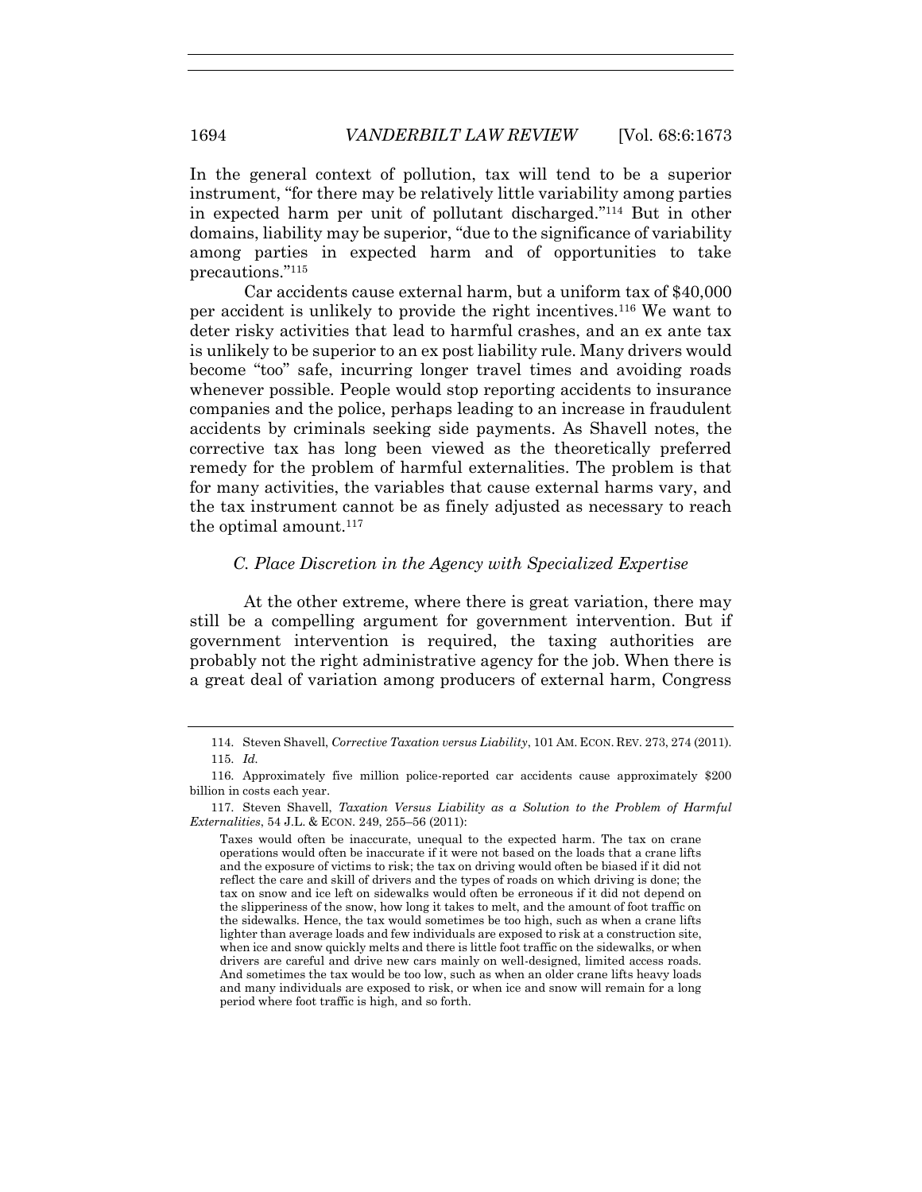In the general context of pollution, tax will tend to be a superior instrument, "for there may be relatively little variability among parties in expected harm per unit of pollutant discharged."[114] But in other domains, liability may be superior, "due to the significance of variability among parties in expected harm and of opportunities to take precautions."[115]

Car accidents cause external harm, but a uniform tax of $40,000 per accident is unlikely to provide the right incentives.[116] We want to deter risky activities that lead to harmful crashes, and an ex ante tax is unlikely to be superior to an ex post liability rule. Many drivers would become "too" safe, incurring longer travel times and avoiding roads whenever possible. People would stop reporting accidents to insurance companies and the police, perhaps leading to an increase in fraudulent accidents by criminals seeking side payments. As Shavell notes, the corrective tax has long been viewed as the theoretically preferred remedy for the problem of harmful externalities. The problem is that for many activities, the variables that cause external harms vary, and the tax instrument cannot be as finely adjusted as necessary to reach the optimal amount.[117]

### *C. Place Discretion in the Agency with Specialized Expertise*

At the other extreme, where there is great variation, there may still be a compelling argument for government intervention. But if government intervention is required, the taxing authorities are probably not the right administrative agency for the job. When there is a great deal of variation among producers of external harm, Congress

---

114. Steven Shavell, *Corrective Taxation versus Liability*, 101 AM. ECON. REV. 273, 274 (2011).

115. *Id.*

116. Approximately five million police-reported car accidents cause approximately $200 billion in costs each year.

117. Steven Shavell, *Taxation Versus Liability as a Solution to the Problem of Harmful Externalities*, 54 J.L. & ECON. 249, 255–56 (2011):

> Taxes would often be inaccurate, unequal to the expected harm. The tax on crane operations would often be inaccurate if it were not based on the loads that a crane lifts and the exposure of victims to risk; the tax on driving would often be biased if it did not reflect the care and skill of drivers and the types of roads on which driving is done; the tax on snow and ice left on sidewalks would often be erroneous if it did not depend on the slipperiness of the snow, how long it takes to melt, and the amount of foot traffic on the sidewalks. Hence, the tax would sometimes be too high, such as when a crane lifts lighter than average loads and few individuals are exposed to risk at a construction site, when ice and snow quickly melts and there is little foot traffic on the sidewalks, or when drivers are careful and drive new cars mainly on well-designed, limited access roads. And sometimes the tax would be too low, such as when an older crane lifts heavy loads and many individuals are exposed to risk, or when ice and snow will remain for a long period where foot traffic is high, and so forth.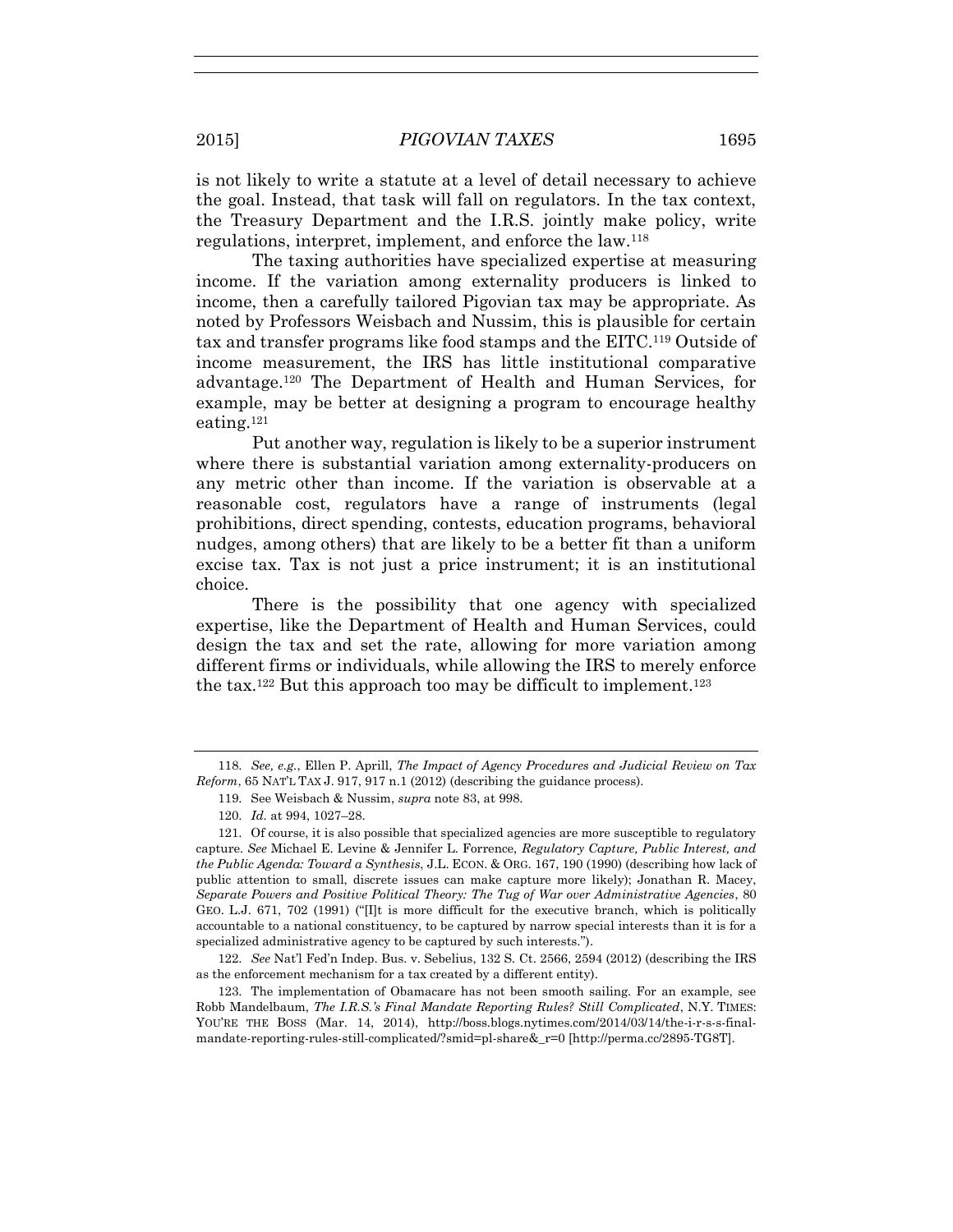is not likely to write a statute at a level of detail necessary to achieve the goal. Instead, that task will fall on regulators. In the tax context, the Treasury Department and the I.R.S. jointly make policy, write regulations, interpret, implement, and enforce the law.[118]

The taxing authorities have specialized expertise at measuring income. If the variation among externality producers is linked to income, then a carefully tailored Pigovian tax may be appropriate. As noted by Professors Weisbach and Nussim, this is plausible for certain tax and transfer programs like food stamps and the EITC.[119] Outside of income measurement, the IRS has little institutional comparative advantage.[120] The Department of Health and Human Services, for example, may be better at designing a program to encourage healthy eating.[121]

Put another way, regulation is likely to be a superior instrument where there is substantial variation among externality-producers on any metric other than income. If the variation is observable at a reasonable cost, regulators have a range of instruments (legal prohibitions, direct spending, contests, education programs, behavioral nudges, among others) that are likely to be a better fit than a uniform excise tax. Tax is not just a price instrument; it is an institutional choice.

There is the possibility that one agency with specialized expertise, like the Department of Health and Human Services, could design the tax and set the rate, allowing for more variation among different firms or individuals, while allowing the IRS to merely enforce the tax.[122] But this approach too may be difficult to implement.[123]

---

118. *See, e.g.*, Ellen P. Aprill, *The Impact of Agency Procedures and Judicial Review on Tax Reform*, 65 NAT'L TAX J. 917, 917 n.1 (2012) (describing the guidance process).

119. See Weisbach & Nussim, *supra* note 83, at 998.

120. *Id.* at 994, 1027–28.

121. Of course, it is also possible that specialized agencies are more susceptible to regulatory capture. *See* Michael E. Levine & Jennifer L. Forrence, *Regulatory Capture, Public Interest, and the Public Agenda: Toward a Synthesis*, J.L. ECON. & ORG. 167, 190 (1990) (describing how lack of public attention to small, discrete issues can make capture more likely); Jonathan R. Macey, *Separate Powers and Positive Political Theory: The Tug of War over Administrative Agencies*, 80 GEO. L.J. 671, 702 (1991) ("[I]t is more difficult for the executive branch, which is politically accountable to a national constituency, to be captured by narrow special interests than it is for a specialized administrative agency to be captured by such interests.").

122. *See* Nat'l Fed'n Indep. Bus. v. Sebelius, 132 S. Ct. 2566, 2594 (2012) (describing the IRS as the enforcement mechanism for a tax created by a different entity).

123. The implementation of Obamacare has not been smooth sailing. For an example, see Robb Mandelbaum, *The I.R.S.'s Final Mandate Reporting Rules? Still Complicated*, N.Y. TIMES: YOU'RE THE BOSS (Mar. 14, 2014), http://boss.blogs.nytimes.com/2014/03/14/the-i-r-s-s-final-mandate-reporting-rules-still-complicated/?smid=pl-share&_r=0 [http://perma.cc/2895-TG8T].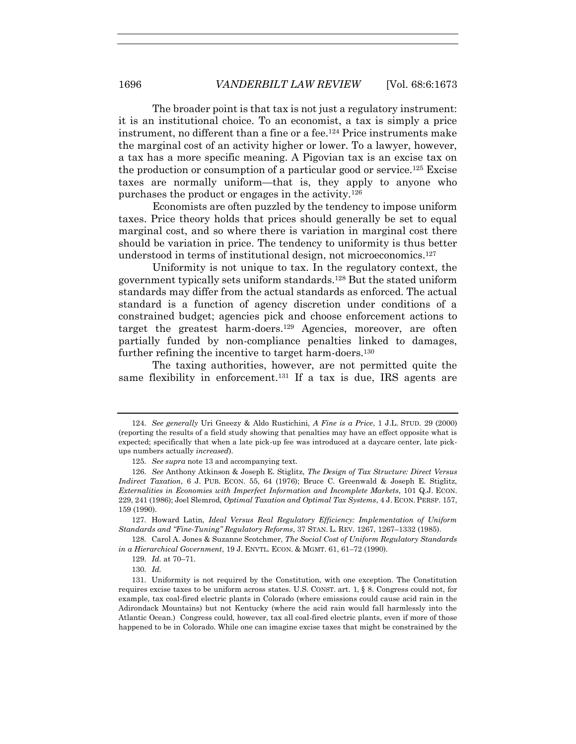The broader point is that tax is not just a regulatory instrument: it is an institutional choice. To an economist, a tax is simply a price instrument, no different than a fine or a fee.[124] Price instruments make the marginal cost of an activity higher or lower. To a lawyer, however, a tax has a more specific meaning. A Pigovian tax is an excise tax on the production or consumption of a particular good or service.[125] Excise taxes are normally uniform—that is, they apply to anyone who purchases the product or engages in the activity.[126]

Economists are often puzzled by the tendency to impose uniform taxes. Price theory holds that prices should generally be set to equal marginal cost, and so where there is variation in marginal cost there should be variation in price. The tendency to uniformity is thus better understood in terms of institutional design, not microeconomics.[127]

Uniformity is not unique to tax. In the regulatory context, the government typically sets uniform standards.[128] But the stated uniform standards may differ from the actual standards as enforced. The actual standard is a function of agency discretion under conditions of a constrained budget; agencies pick and choose enforcement actions to target the greatest harm-doers.[129] Agencies, moreover, are often partially funded by non-compliance penalties linked to damages, further refining the incentive to target harm-doers.[130]

The taxing authorities, however, are not permitted quite the same flexibility in enforcement.[131] If a tax is due, IRS agents are

---

124. *See generally* Uri Gneezy & Aldo Rustichini, *A Fine is a Price*, 1 J.L. STUD. 29 (2000) (reporting the results of a field study showing that penalties may have an effect opposite what is expected; specifically that when a late pick-up fee was introduced at a daycare center, late pick-ups numbers actually *increased*).

125. *See supra* note 13 and accompanying text.

126. *See* Anthony Atkinson & Joseph E. Stiglitz, *The Design of Tax Structure: Direct Versus Indirect Taxation*, 6 J. PUB. ECON. 55, 64 (1976); Bruce C. Greenwald & Joseph E. Stiglitz, *Externalities in Economies with Imperfect Information and Incomplete Markets*, 101 Q.J. ECON. 229, 241 (1986); Joel Slemrod, *Optimal Taxation and Optimal Tax Systems*, 4 J. ECON. PERSP. 157, 159 (1990).

127. Howard Latin, *Ideal Versus Real Regulatory Efficiency: Implementation of Uniform Standards and "Fine-Tuning" Regulatory Reforms*, 37 STAN. L. REV. 1267, 1267–1332 (1985).

128. Carol A. Jones & Suzanne Scotchmer, *The Social Cost of Uniform Regulatory Standards in a Hierarchical Government*, 19 J. ENVTL. ECON. & MGMT. 61, 61–72 (1990).

129. *Id.* at 70–71.

130. *Id.*

131. Uniformity is not required by the Constitution, with one exception. The Constitution requires excise taxes to be uniform across states. U.S. CONST. art. 1, § 8. Congress could not, for example, tax coal-fired electric plants in Colorado (where emissions could cause acid rain in the Adirondack Mountains) but not Kentucky (where the acid rain would fall harmlessly into the Atlantic Ocean.) Congress could, however, tax all coal-fired electric plants, even if more of those happened to be in Colorado. While one can imagine excise taxes that might be constrained by the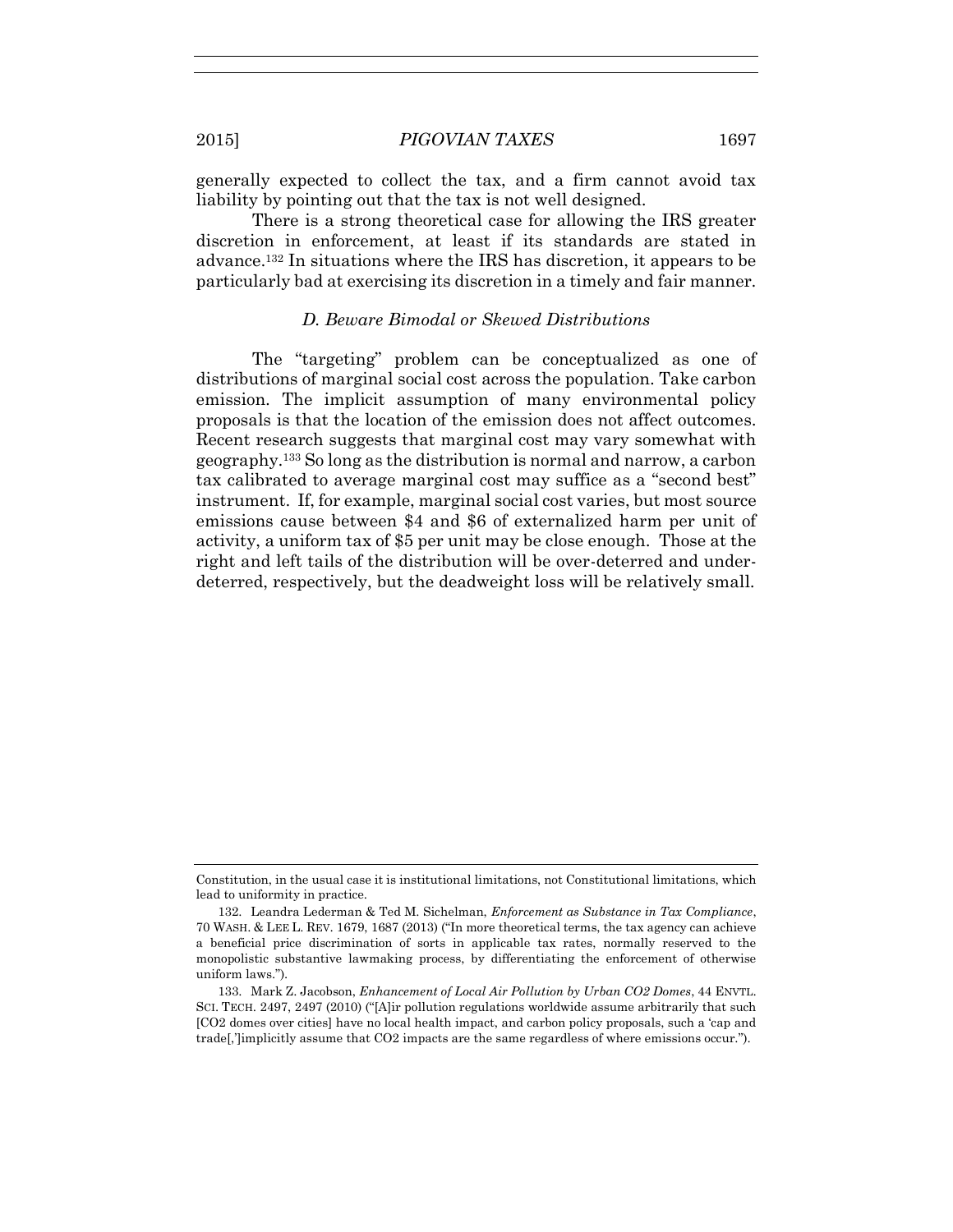generally expected to collect the tax, and a firm cannot avoid tax liability by pointing out that the tax is not well designed.

There is a strong theoretical case for allowing the IRS greater discretion in enforcement, at least if its standards are stated in advance.[132] In situations where the IRS has discretion, it appears to be particularly bad at exercising its discretion in a timely and fair manner.

### *D. Beware Bimodal or Skewed Distributions*

The "targeting" problem can be conceptualized as one of distributions of marginal social cost across the population. Take carbon emission. The implicit assumption of many environmental policy proposals is that the location of the emission does not affect outcomes. Recent research suggests that marginal cost may vary somewhat with geography.[133] So long as the distribution is normal and narrow, a carbon tax calibrated to average marginal cost may suffice as a "second best" instrument. If, for example, marginal social cost varies, but most source emissions cause between $4 and $6 of externalized harm per unit of activity, a uniform tax of $5 per unit may be close enough. Those at the right and left tails of the distribution will be over-deterred and under-deterred, respectively, but the deadweight loss will be relatively small.

---

Constitution, in the usual case it is institutional limitations, not Constitutional limitations, which lead to uniformity in practice.

132. Leandra Lederman & Ted M. Sichelman, *Enforcement as Substance in Tax Compliance*, 70 WASH. & LEE L. REV. 1679, 1687 (2013) ("In more theoretical terms, the tax agency can achieve a beneficial price discrimination of sorts in applicable tax rates, normally reserved to the monopolistic substantive lawmaking process, by differentiating the enforcement of otherwise uniform laws.").

133. Mark Z. Jacobson, *Enhancement of Local Air Pollution by Urban CO2 Domes*, 44 ENVTL. SCI. TECH. 2497, 2497 (2010) ("[A]ir pollution regulations worldwide assume arbitrarily that such [CO2 domes over cities] have no local health impact, and carbon policy proposals, such a 'cap and trade[,']implicitly assume that CO2 impacts are the same regardless of where emissions occur.").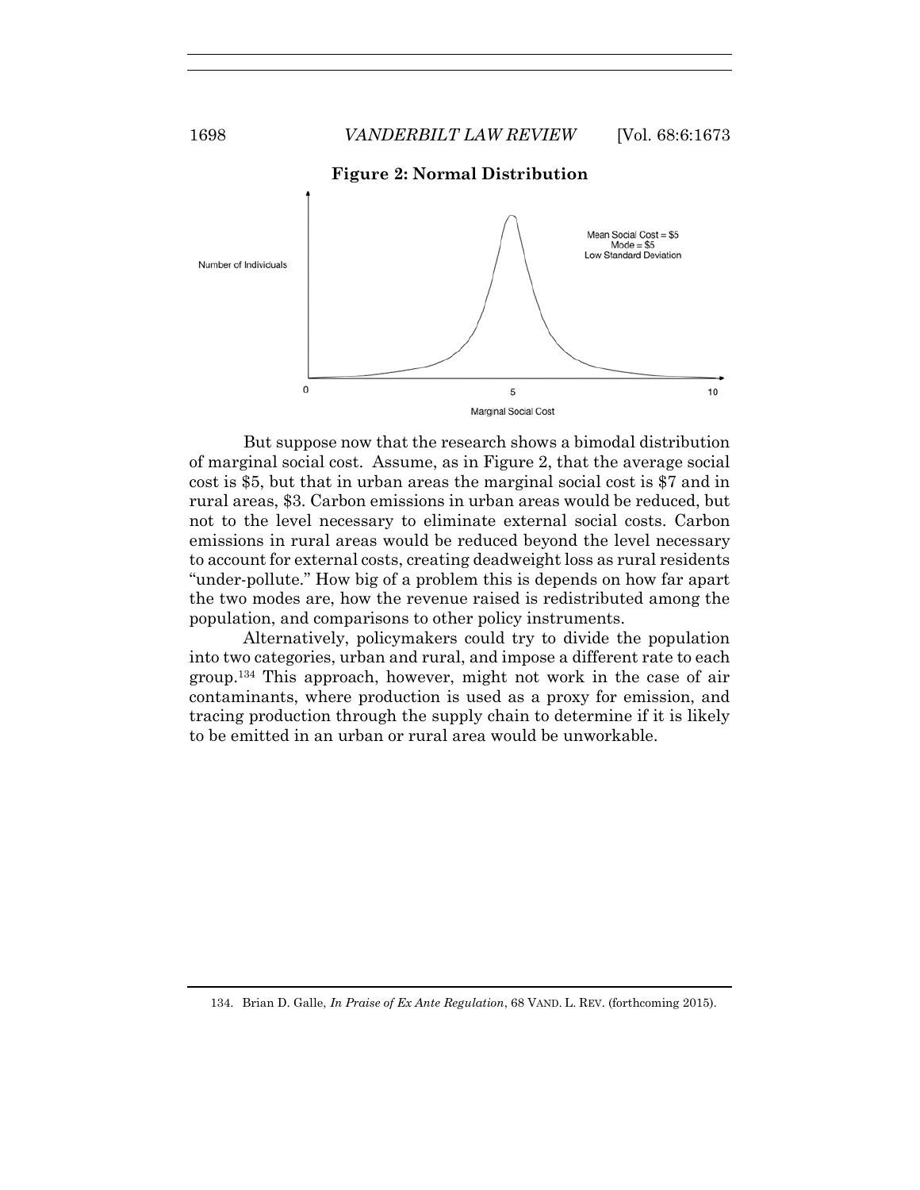**Figure 2: Normal Distribution**

Number of Individuals

Mean Social Cost = $5
Mode = $5
Low Standard Deviation

0 5 10

Marginal Social Cost

But suppose now that the research shows a bimodal distribution of marginal social cost. Assume, as in Figure 2, that the average social cost is $5, but that in urban areas the marginal social cost is $7 and in rural areas, $3. Carbon emissions in urban areas would be reduced, but not to the level necessary to eliminate external social costs. Carbon emissions in rural areas would be reduced beyond the level necessary to account for external costs, creating deadweight loss as rural residents "under-pollute." How big of a problem this is depends on how far apart the two modes are, how the revenue raised is redistributed among the population, and comparisons to other policy instruments.

Alternatively, policymakers could try to divide the population into two categories, urban and rural, and impose a different rate to each group.[134] This approach, however, might not work in the case of air contaminants, where production is used as a proxy for emission, and tracing production through the supply chain to determine if it is likely to be emitted in an urban or rural area would be unworkable.

134. Brian D. Galle, *In Praise of Ex Ante Regulation*, 68 VAND. L. REV. (forthcoming 2015).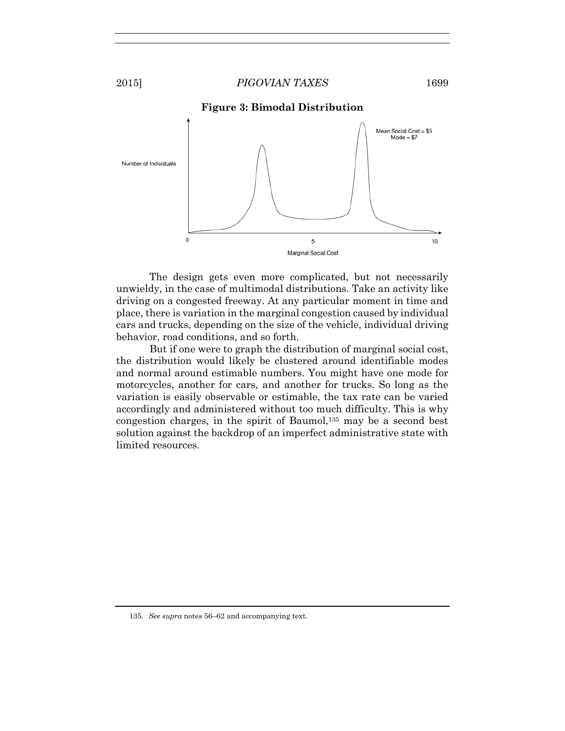**Figure 3: Bimodal Distribution**

Number of Individuals

Mean Social Cost = $5
Mode = $7

0 5 10

Marginal Social Cost

The design gets even more complicated, but not necessarily unwieldy, in the case of multimodal distributions. Take an activity like driving on a congested freeway. At any particular moment in time and place, there is variation in the marginal congestion caused by individual cars and trucks, depending on the size of the vehicle, individual driving behavior, road conditions, and so forth.

But if one were to graph the distribution of marginal social cost, the distribution would likely be clustered around identifiable modes and normal around estimable numbers. You might have one mode for motorcycles, another for cars, and another for trucks. So long as the variation is easily observable or estimable, the tax rate can be varied accordingly and administered without too much difficulty. This is why congestion charges, in the spirit of Baumol,[135] may be a second best solution against the backdrop of an imperfect administrative state with limited resources.

135. *See supra* notes 56–62 and accompanying text.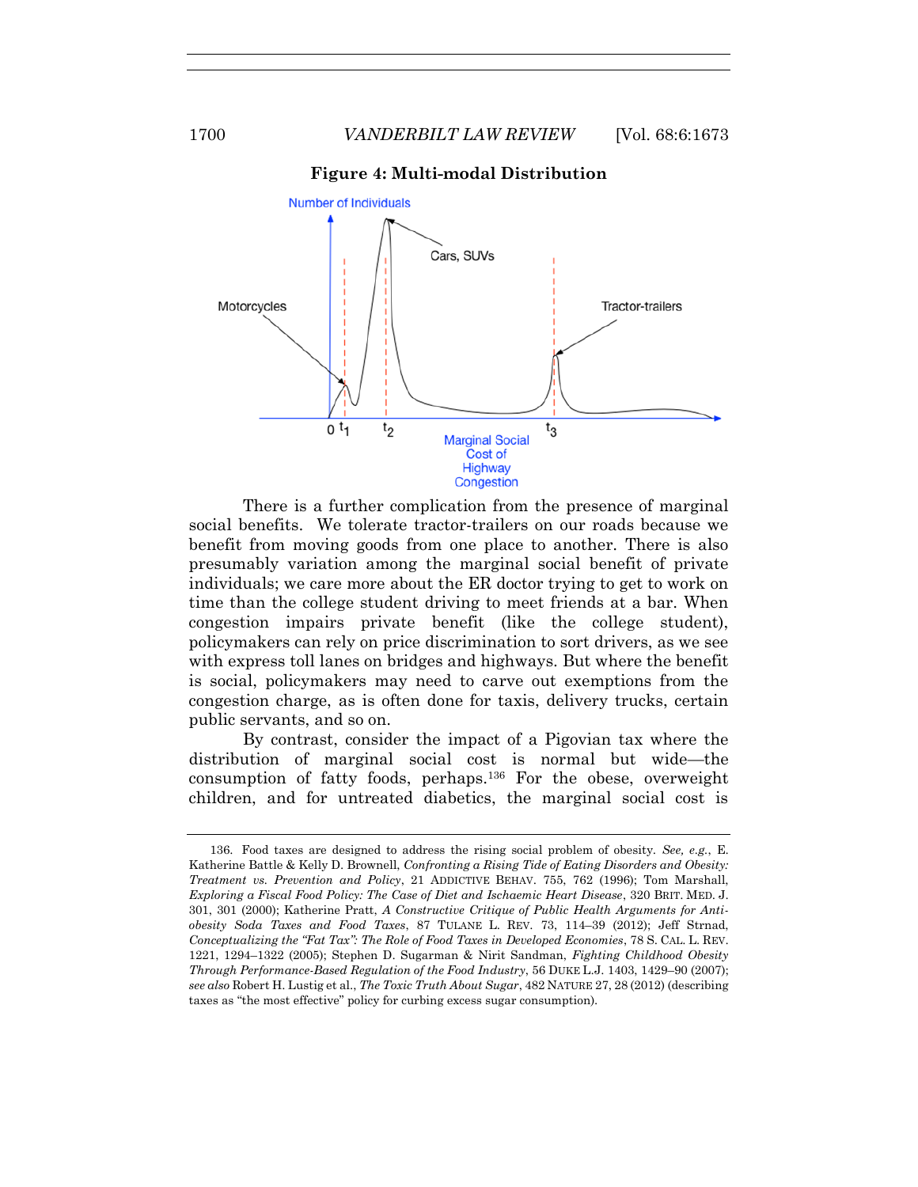**Figure 4: Multi-modal Distribution**

There is a further complication from the presence of marginal social benefits. We tolerate tractor-trailers on our roads because we benefit from moving goods from one place to another. There is also presumably variation among the marginal social benefit of private individuals; we care more about the ER doctor trying to get to work on time than the college student driving to meet friends at a bar. When congestion impairs private benefit (like the college student), policymakers can rely on price discrimination to sort drivers, as we see with express toll lanes on bridges and highways. But where the benefit is social, policymakers may need to carve out exemptions from the congestion charge, as is often done for taxis, delivery trucks, certain public servants, and so on.

By contrast, consider the impact of a Pigovian tax where the distribution of marginal social cost is normal but wide—the consumption of fatty foods, perhaps.[136] For the obese, overweight children, and for untreated diabetics, the marginal social cost is

---

136. Food taxes are designed to address the rising social problem of obesity. *See, e.g.*, E. Katherine Battle & Kelly D. Brownell, *Confronting a Rising Tide of Eating Disorders and Obesity: Treatment vs. Prevention and Policy*, 21 ADDICTIVE BEHAV. 755, 762 (1996); Tom Marshall, *Exploring a Fiscal Food Policy: The Case of Diet and Ischaemic Heart Disease*, 320 BRIT. MED. J. 301, 301 (2000); Katherine Pratt, *A Constructive Critique of Public Health Arguments for Anti-obesity Soda Taxes and Food Taxes*, 87 TULANE L. REV. 73, 114–39 (2012); Jeff Strnad, *Conceptualizing the "Fat Tax": The Role of Food Taxes in Developed Economies*, 78 S. CAL. L. REV. 1221, 1294–1322 (2005); Stephen D. Sugarman & Nirit Sandman, *Fighting Childhood Obesity Through Performance-Based Regulation of the Food Industry*, 56 DUKE L.J. 1403, 1429–90 (2007); *see also* Robert H. Lustig et al., *The Toxic Truth About Sugar*, 482 NATURE 27, 28 (2012) (describing taxes as "the most effective" policy for curbing excess sugar consumption).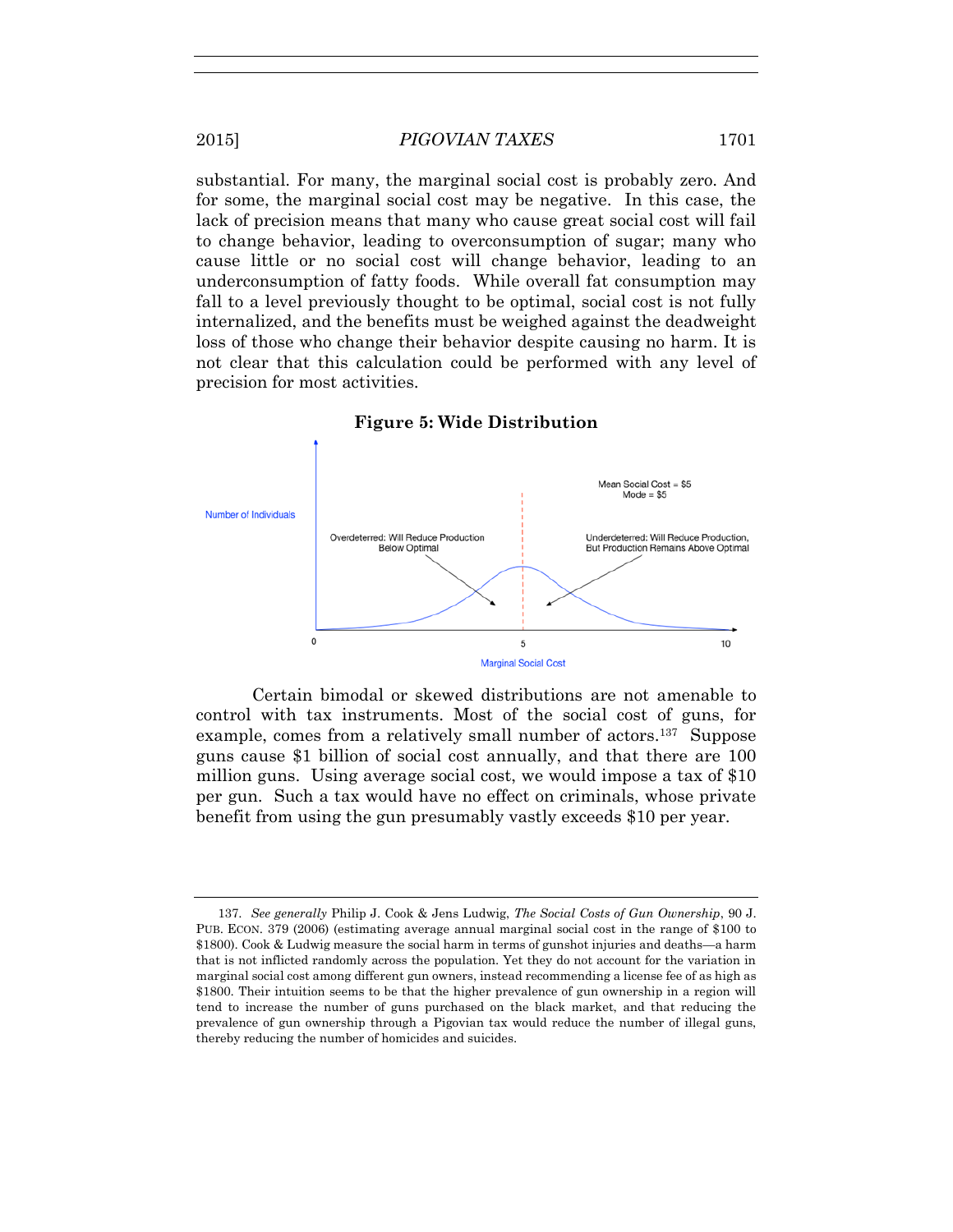substantial. For many, the marginal social cost is probably zero. And for some, the marginal social cost may be negative. In this case, the lack of precision means that many who cause great social cost will fail to change behavior, leading to overconsumption of sugar; many who cause little or no social cost will change behavior, leading to an underconsumption of fatty foods. While overall fat consumption may fall to a level previously thought to be optimal, social cost is not fully internalized, and the benefits must be weighed against the deadweight loss of those who change their behavior despite causing no harm. It is not clear that this calculation could be performed with any level of precision for most activities.

**Figure 5: Wide Distribution**

Certain bimodal or skewed distributions are not amenable to control with tax instruments. Most of the social cost of guns, for example, comes from a relatively small number of actors.[137] Suppose guns cause $1 billion of social cost annually, and that there are 100 million guns. Using average social cost, we would impose a tax of $10 per gun. Such a tax would have no effect on criminals, whose private benefit from using the gun presumably vastly exceeds $10 per year.

---

137. *See generally* Philip J. Cook & Jens Ludwig, *The Social Costs of Gun Ownership*, 90 J. PUB. ECON. 379 (2006) (estimating average annual marginal social cost in the range of $100 to $1800). Cook & Ludwig measure the social harm in terms of gunshot injuries and deaths—a harm that is not inflicted randomly across the population. Yet they do not account for the variation in marginal social cost among different gun owners, instead recommending a license fee of as high as $1800. Their intuition seems to be that the higher prevalence of gun ownership in a region will tend to increase the number of guns purchased on the black market, and that reducing the prevalence of gun ownership through a Pigovian tax would reduce the number of illegal guns, thereby reducing the number of homicides and suicides.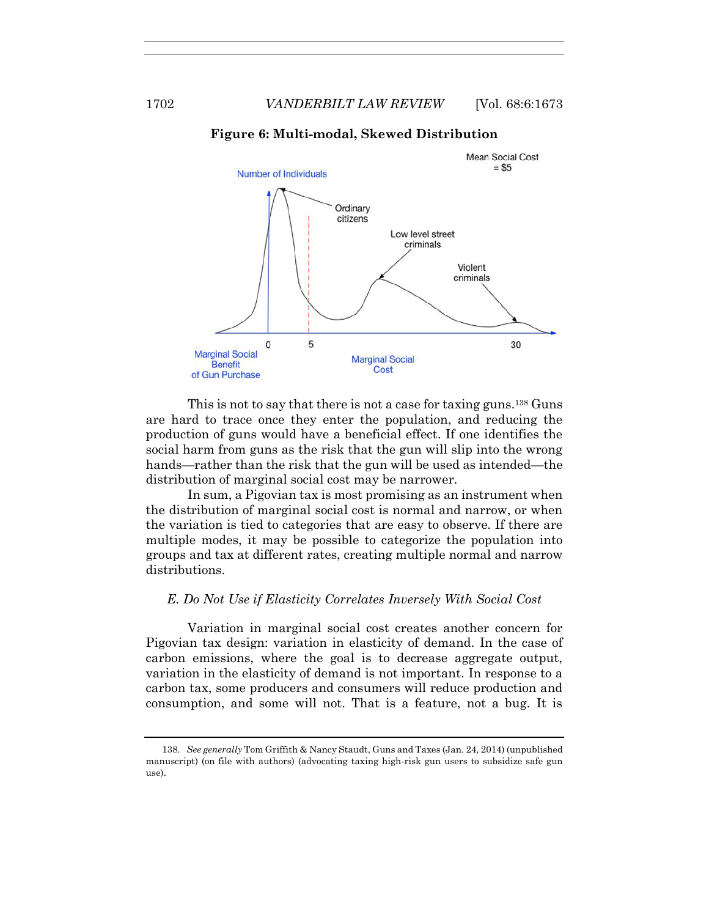**Figure 6: Multi-modal, Skewed Distribution**

This is not to say that there is not a case for taxing guns.[138] Guns are hard to trace once they enter the population, and reducing the production of guns would have a beneficial effect. If one identifies the social harm from guns as the risk that the gun will slip into the wrong hands—rather than the risk that the gun will be used as intended—the distribution of marginal social cost may be narrower.

In sum, a Pigovian tax is most promising as an instrument when the distribution of marginal social cost is normal and narrow, or when the variation is tied to categories that are easy to observe. If there are multiple modes, it may be possible to categorize the population into groups and tax at different rates, creating multiple normal and narrow distributions.

### *E. Do Not Use if Elasticity Correlates Inversely With Social Cost*

Variation in marginal social cost creates another concern for Pigovian tax design: variation in elasticity of demand. In the case of carbon emissions, where the goal is to decrease aggregate output, variation in the elasticity of demand is not important. In response to a carbon tax, some producers and consumers will reduce production and consumption, and some will not. That is a feature, not a bug. It is

---

138. *See generally* Tom Griffith & Nancy Staudt, Guns and Taxes (Jan. 24, 2014) (unpublished manuscript) (on file with authors) (advocating taxing high-risk gun users to subsidize safe gun use).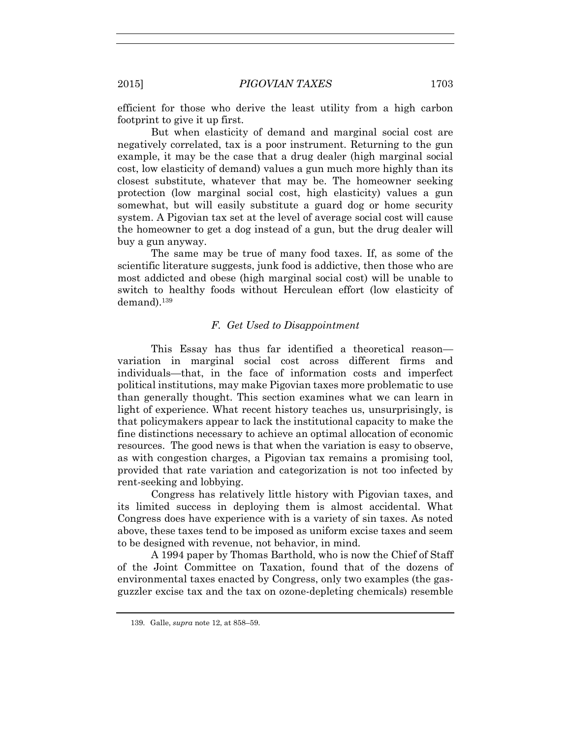efficient for those who derive the least utility from a high carbon footprint to give it up first.

But when elasticity of demand and marginal social cost are negatively correlated, tax is a poor instrument. Returning to the gun example, it may be the case that a drug dealer (high marginal social cost, low elasticity of demand) values a gun much more highly than its closest substitute, whatever that may be. The homeowner seeking protection (low marginal social cost, high elasticity) values a gun somewhat, but will easily substitute a guard dog or home security system. A Pigovian tax set at the level of average social cost will cause the homeowner to get a dog instead of a gun, but the drug dealer will buy a gun anyway.

The same may be true of many food taxes. If, as some of the scientific literature suggests, junk food is addictive, then those who are most addicted and obese (high marginal social cost) will be unable to switch to healthy foods without Herculean effort (low elasticity of demand).[139]

### *F. Get Used to Disappointment*

This Essay has thus far identified a theoretical reason—variation in marginal social cost across different firms and individuals—that, in the face of information costs and imperfect political institutions, may make Pigovian taxes more problematic to use than generally thought. This section examines what we can learn in light of experience. What recent history teaches us, unsurprisingly, is that policymakers appear to lack the institutional capacity to make the fine distinctions necessary to achieve an optimal allocation of economic resources. The good news is that when the variation is easy to observe, as with congestion charges, a Pigovian tax remains a promising tool, provided that rate variation and categorization is not too infected by rent-seeking and lobbying.

Congress has relatively little history with Pigovian taxes, and its limited success in deploying them is almost accidental. What Congress does have experience with is a variety of sin taxes. As noted above, these taxes tend to be imposed as uniform excise taxes and seem to be designed with revenue, not behavior, in mind.

A 1994 paper by Thomas Barthold, who is now the Chief of Staff of the Joint Committee on Taxation, found that of the dozens of environmental taxes enacted by Congress, only two examples (the gas-guzzler excise tax and the tax on ozone-depleting chemicals) resemble

139. Galle, *supra* note 12, at 858–59.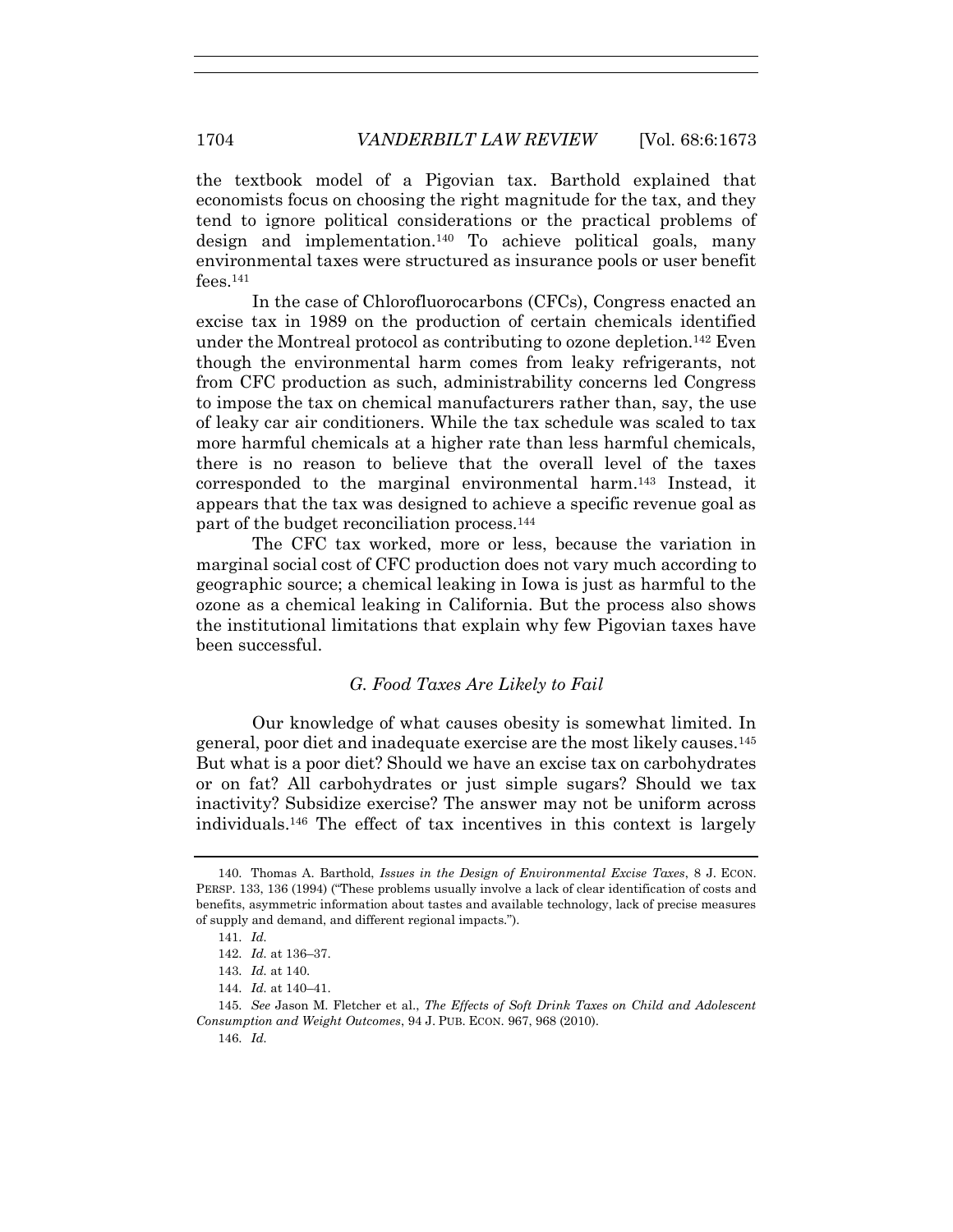the textbook model of a Pigovian tax. Barthold explained that economists focus on choosing the right magnitude for the tax, and they tend to ignore political considerations or the practical problems of design and implementation.[140] To achieve political goals, many environmental taxes were structured as insurance pools or user benefit fees.[141]

In the case of Chlorofluorocarbons (CFCs), Congress enacted an excise tax in 1989 on the production of certain chemicals identified under the Montreal protocol as contributing to ozone depletion.[142] Even though the environmental harm comes from leaky refrigerants, not from CFC production as such, administrability concerns led Congress to impose the tax on chemical manufacturers rather than, say, the use of leaky car air conditioners. While the tax schedule was scaled to tax more harmful chemicals at a higher rate than less harmful chemicals, there is no reason to believe that the overall level of the taxes corresponded to the marginal environmental harm.[143] Instead, it appears that the tax was designed to achieve a specific revenue goal as part of the budget reconciliation process.[144]

The CFC tax worked, more or less, because the variation in marginal social cost of CFC production does not vary much according to geographic source; a chemical leaking in Iowa is just as harmful to the ozone as a chemical leaking in California. But the process also shows the institutional limitations that explain why few Pigovian taxes have been successful.

### *G. Food Taxes Are Likely to Fail*

Our knowledge of what causes obesity is somewhat limited. In general, poor diet and inadequate exercise are the most likely causes.[145] But what is a poor diet? Should we have an excise tax on carbohydrates or on fat? All carbohydrates or just simple sugars? Should we tax inactivity? Subsidize exercise? The answer may not be uniform across individuals.[146] The effect of tax incentives in this context is largely

---

140. Thomas A. Barthold, *Issues in the Design of Environmental Excise Taxes*, 8 J. ECON. PERSP. 133, 136 (1994) ("These problems usually involve a lack of clear identification of costs and benefits, asymmetric information about tastes and available technology, lack of precise measures of supply and demand, and different regional impacts.").

141. *Id.*

142. *Id.* at 136–37.

143. *Id.* at 140.

144. *Id.* at 140–41.

145. *See* Jason M. Fletcher et al., *The Effects of Soft Drink Taxes on Child and Adolescent Consumption and Weight Outcomes*, 94 J. PUB. ECON. 967, 968 (2010).

146. *Id.*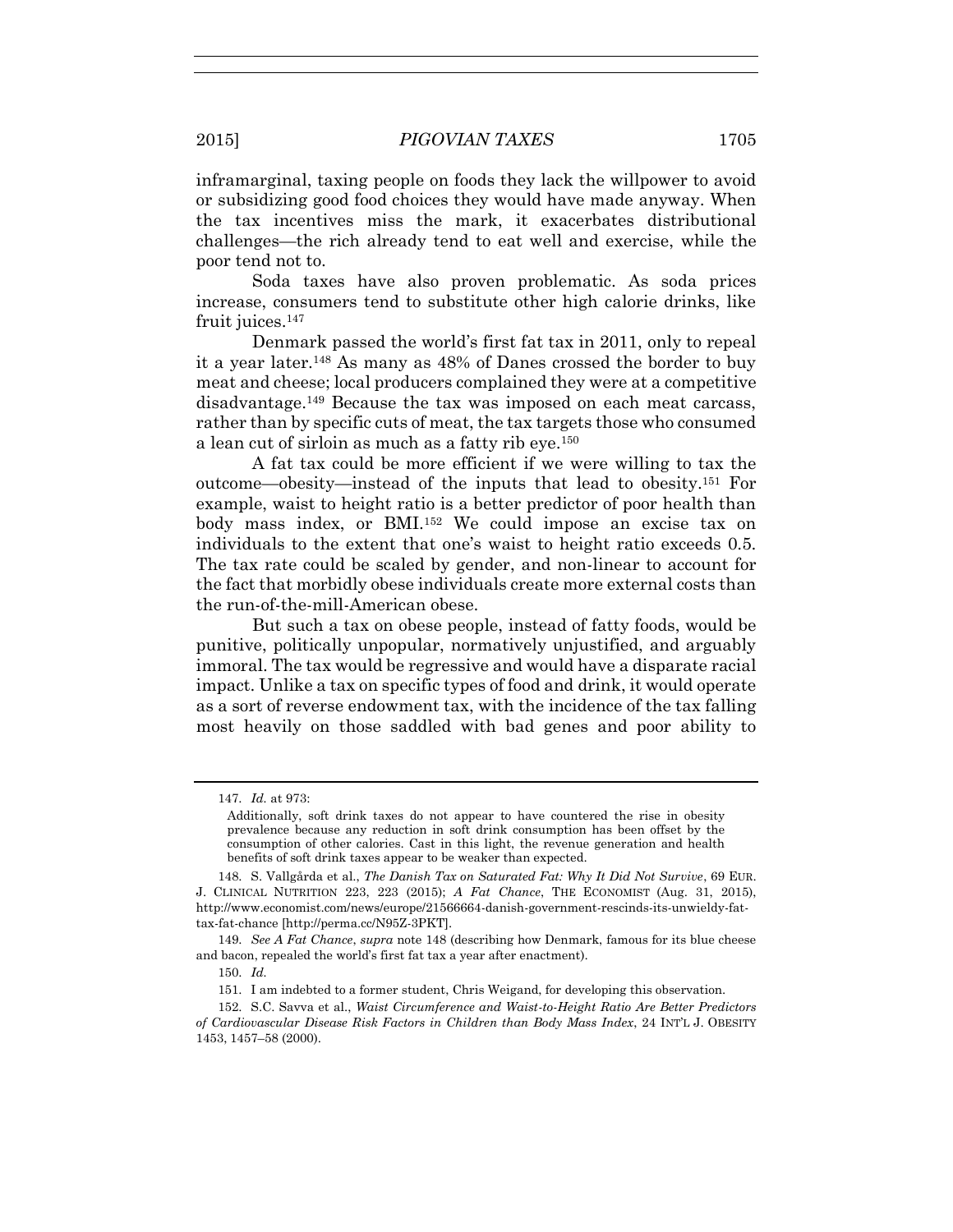inframarginal, taxing people on foods they lack the willpower to avoid or subsidizing good food choices they would have made anyway. When the tax incentives miss the mark, it exacerbates distributional challenges—the rich already tend to eat well and exercise, while the poor tend not to.

Soda taxes have also proven problematic. As soda prices increase, consumers tend to substitute other high calorie drinks, like fruit juices.[147]

Denmark passed the world's first fat tax in 2011, only to repeal it a year later.[148] As many as 48% of Danes crossed the border to buy meat and cheese; local producers complained they were at a competitive disadvantage.[149] Because the tax was imposed on each meat carcass, rather than by specific cuts of meat, the tax targets those who consumed a lean cut of sirloin as much as a fatty rib eye.[150]

A fat tax could be more efficient if we were willing to tax the outcome—obesity—instead of the inputs that lead to obesity.[151] For example, waist to height ratio is a better predictor of poor health than body mass index, or BMI.[152] We could impose an excise tax on individuals to the extent that one's waist to height ratio exceeds 0.5. The tax rate could be scaled by gender, and non-linear to account for the fact that morbidly obese individuals create more external costs than the run-of-the-mill-American obese.

But such a tax on obese people, instead of fatty foods, would be punitive, politically unpopular, normatively unjustified, and arguably immoral. The tax would be regressive and would have a disparate racial impact. Unlike a tax on specific types of food and drink, it would operate as a sort of reverse endowment tax, with the incidence of the tax falling most heavily on those saddled with bad genes and poor ability to

---

147. *Id.* at 973:

> Additionally, soft drink taxes do not appear to have countered the rise in obesity prevalence because any reduction in soft drink consumption has been offset by the consumption of other calories. Cast in this light, the revenue generation and health benefits of soft drink taxes appear to be weaker than expected.

148. S. Vallgårda et al., *The Danish Tax on Saturated Fat: Why It Did Not Survive*, 69 EUR. J. CLINICAL NUTRITION 223, 223 (2015); *A Fat Chance*, THE ECONOMIST (Aug. 31, 2015), http://www.economist.com/news/europe/21566664-danish-government-rescinds-its-unwieldy-fat-tax-fat-chance [http://perma.cc/N95Z-3PKT].

149. *See A Fat Chance*, *supra* note 148 (describing how Denmark, famous for its blue cheese and bacon, repealed the world's first fat tax a year after enactment).

150. *Id.*

151. I am indebted to a former student, Chris Weigand, for developing this observation.

152. S.C. Savva et al., *Waist Circumference and Waist-to-Height Ratio Are Better Predictors of Cardiovascular Disease Risk Factors in Children than Body Mass Index*, 24 INT'L J. OBESITY 1453, 1457–58 (2000).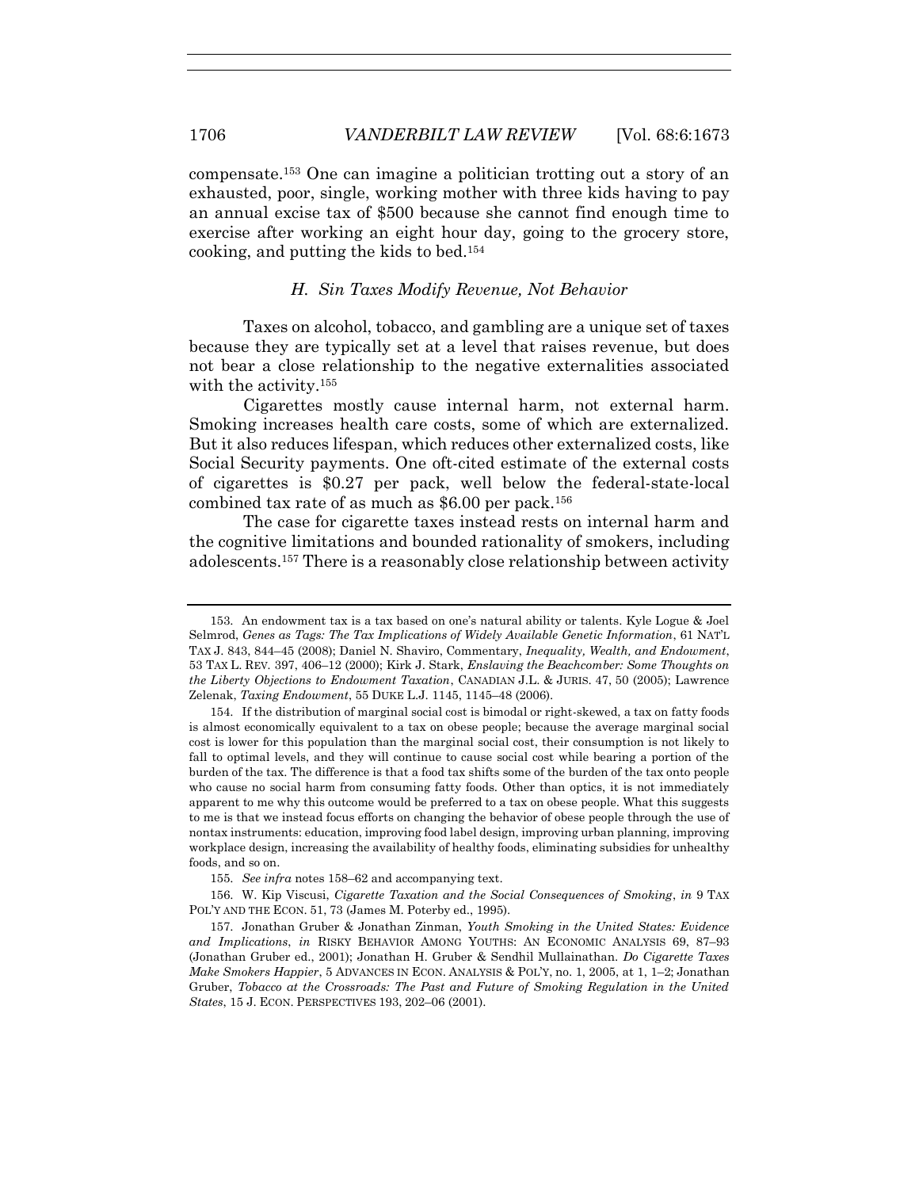compensate.[153] One can imagine a politician trotting out a story of an exhausted, poor, single, working mother with three kids having to pay an annual excise tax of $500 because she cannot find enough time to exercise after working an eight hour day, going to the grocery store, cooking, and putting the kids to bed.[154]

### *H. Sin Taxes Modify Revenue, Not Behavior*

Taxes on alcohol, tobacco, and gambling are a unique set of taxes because they are typically set at a level that raises revenue, but does not bear a close relationship to the negative externalities associated with the activity.[155]

Cigarettes mostly cause internal harm, not external harm. Smoking increases health care costs, some of which are externalized. But it also reduces lifespan, which reduces other externalized costs, like Social Security payments. One oft-cited estimate of the external costs of cigarettes is $0.27 per pack, well below the federal-state-local combined tax rate of as much as $6.00 per pack.[156]

The case for cigarette taxes instead rests on internal harm and the cognitive limitations and bounded rationality of smokers, including adolescents.[157] There is a reasonably close relationship between activity

---

153. An endowment tax is a tax based on one's natural ability or talents. Kyle Logue & Joel Selmrod, *Genes as Tags: The Tax Implications of Widely Available Genetic Information*, 61 NAT'L TAX J. 843, 844–45 (2008); Daniel N. Shaviro, Commentary, *Inequality, Wealth, and Endowment*, 53 TAX L. REV. 397, 406–12 (2000); Kirk J. Stark, *Enslaving the Beachcomber: Some Thoughts on the Liberty Objections to Endowment Taxation*, CANADIAN J.L. & JURIS. 47, 50 (2005); Lawrence Zelenak, *Taxing Endowment*, 55 DUKE L.J. 1145, 1145–48 (2006).

154. If the distribution of marginal social cost is bimodal or right-skewed, a tax on fatty foods is almost economically equivalent to a tax on obese people; because the average marginal social cost is lower for this population than the marginal social cost, their consumption is not likely to fall to optimal levels, and they will continue to cause social cost while bearing a portion of the burden of the tax. The difference is that a food tax shifts some of the burden of the tax onto people who cause no social harm from consuming fatty foods. Other than optics, it is not immediately apparent to me why this outcome would be preferred to a tax on obese people. What this suggests to me is that we instead focus efforts on changing the behavior of obese people through the use of nontax instruments: education, improving food label design, improving urban planning, improving workplace design, increasing the availability of healthy foods, eliminating subsidies for unhealthy foods, and so on.

155. *See infra* notes 158–62 and accompanying text.

156. W. Kip Viscusi, *Cigarette Taxation and the Social Consequences of Smoking*, *in* 9 TAX POL'Y AND THE ECON. 51, 73 (James M. Poterby ed., 1995).

157. Jonathan Gruber & Jonathan Zinman, *Youth Smoking in the United States: Evidence and Implications*, *in* RISKY BEHAVIOR AMONG YOUTHS: AN ECONOMIC ANALYSIS 69, 87–93 (Jonathan Gruber ed., 2001); Jonathan H. Gruber & Sendhil Mullainathan. *Do Cigarette Taxes Make Smokers Happier*, 5 ADVANCES IN ECON. ANALYSIS & POL'Y, no. 1, 2005, at 1, 1–2; Jonathan Gruber, *Tobacco at the Crossroads: The Past and Future of Smoking Regulation in the United States*, 15 J. ECON. PERSPECTIVES 193, 202–06 (2001).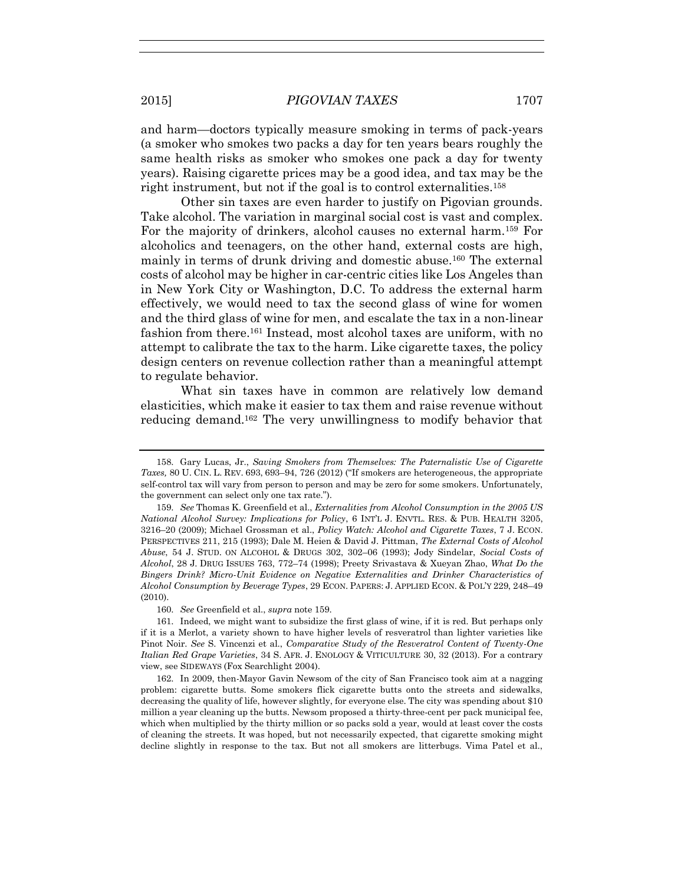and harm—doctors typically measure smoking in terms of pack-years (a smoker who smokes two packs a day for ten years bears roughly the same health risks as smoker who smokes one pack a day for twenty years). Raising cigarette prices may be a good idea, and tax may be the right instrument, but not if the goal is to control externalities.[158]

Other sin taxes are even harder to justify on Pigovian grounds. Take alcohol. The variation in marginal social cost is vast and complex. For the majority of drinkers, alcohol causes no external harm.[159] For alcoholics and teenagers, on the other hand, external costs are high, mainly in terms of drunk driving and domestic abuse.[160] The external costs of alcohol may be higher in car-centric cities like Los Angeles than in New York City or Washington, D.C. To address the external harm effectively, we would need to tax the second glass of wine for women and the third glass of wine for men, and escalate the tax in a non-linear fashion from there.[161] Instead, most alcohol taxes are uniform, with no attempt to calibrate the tax to the harm. Like cigarette taxes, the policy design centers on revenue collection rather than a meaningful attempt to regulate behavior.

What sin taxes have in common are relatively low demand elasticities, which make it easier to tax them and raise revenue without reducing demand.[162] The very unwillingness to modify behavior that

---

158. Gary Lucas, Jr., *Saving Smokers from Themselves: The Paternalistic Use of Cigarette Taxes,* 80 U. CIN. L. REV. 693, 693–94, 726 (2012) ("If smokers are heterogeneous, the appropriate self-control tax will vary from person to person and may be zero for some smokers. Unfortunately, the government can select only one tax rate.").

159. *See* Thomas K. Greenfield et al., *Externalities from Alcohol Consumption in the 2005 US National Alcohol Survey: Implications for Policy*, 6 INT'L J. ENVTL. RES. & PUB. HEALTH 3205, 3216–20 (2009); Michael Grossman et al., *Policy Watch: Alcohol and Cigarette Taxes*, 7 J. ECON. PERSPECTIVES 211, 215 (1993); Dale M. Heien & David J. Pittman, *The External Costs of Alcohol Abuse*, 54 J. STUD. ON ALCOHOL & DRUGS 302, 302–06 (1993); Jody Sindelar, *Social Costs of Alcohol*, 28 J. DRUG ISSUES 763, 772–74 (1998); Preety Srivastava & Xueyan Zhao, *What Do the Bingers Drink? Micro-Unit Evidence on Negative Externalities and Drinker Characteristics of Alcohol Consumption by Beverage Types*, 29 ECON. PAPERS: J. APPLIED ECON. & POL'Y 229, 248–49 (2010).

160. *See* Greenfield et al., *supra* note 159.

161. Indeed, we might want to subsidize the first glass of wine, if it is red. But perhaps only if it is a Merlot, a variety shown to have higher levels of resveratrol than lighter varieties like Pinot Noir. *See* S. Vincenzi et al., *Comparative Study of the Resveratrol Content of Twenty-One Italian Red Grape Varieties*, 34 S. AFR. J. ENOLOGY & VITICULTURE 30, 32 (2013). For a contrary view, see SIDEWAYS (Fox Searchlight 2004).

162. In 2009, then-Mayor Gavin Newsom of the city of San Francisco took aim at a nagging problem: cigarette butts. Some smokers flick cigarette butts onto the streets and sidewalks, decreasing the quality of life, however slightly, for everyone else. The city was spending about $10 million a year cleaning up the butts. Newsom proposed a thirty-three-cent per pack municipal fee, which when multiplied by the thirty million or so packs sold a year, would at least cover the costs of cleaning the streets. It was hoped, but not necessarily expected, that cigarette smoking might decline slightly in response to the tax. But not all smokers are litterbugs. Vima Patel et al.,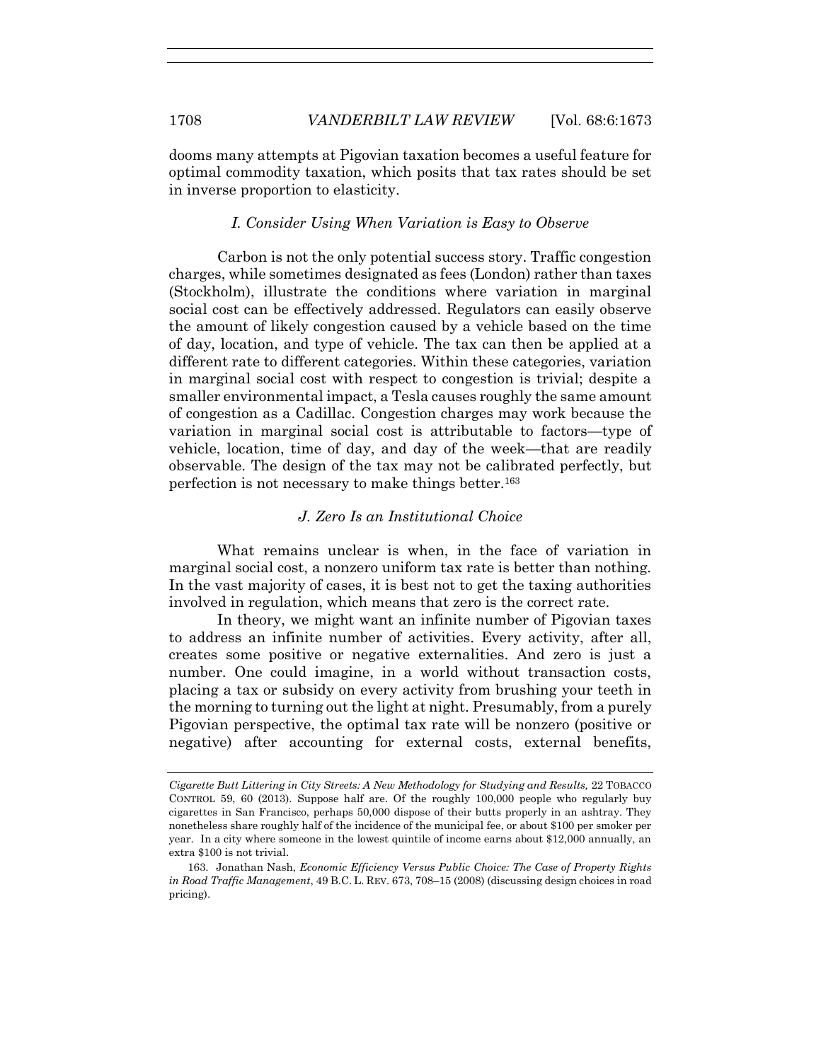dooms many attempts at Pigovian taxation becomes a useful feature for optimal commodity taxation, which posits that tax rates should be set in inverse proportion to elasticity.

### *I. Consider Using When Variation is Easy to Observe*

Carbon is not the only potential success story. Traffic congestion charges, while sometimes designated as fees (London) rather than taxes (Stockholm), illustrate the conditions where variation in marginal social cost can be effectively addressed. Regulators can easily observe the amount of likely congestion caused by a vehicle based on the time of day, location, and type of vehicle. The tax can then be applied at a different rate to different categories. Within these categories, variation in marginal social cost with respect to congestion is trivial; despite a smaller environmental impact, a Tesla causes roughly the same amount of congestion as a Cadillac. Congestion charges may work because the variation in marginal social cost is attributable to factors—type of vehicle, location, time of day, and day of the week—that are readily observable. The design of the tax may not be calibrated perfectly, but perfection is not necessary to make things better.[163]

### *J. Zero Is an Institutional Choice*

What remains unclear is when, in the face of variation in marginal social cost, a nonzero uniform tax rate is better than nothing. In the vast majority of cases, it is best not to get the taxing authorities involved in regulation, which means that zero is the correct rate.

In theory, we might want an infinite number of Pigovian taxes to address an infinite number of activities. Every activity, after all, creates some positive or negative externalities. And zero is just a number. One could imagine, in a world without transaction costs, placing a tax or subsidy on every activity from brushing your teeth in the morning to turning out the light at night. Presumably, from a purely Pigovian perspective, the optimal tax rate will be nonzero (positive or negative) after accounting for external costs, external benefits,

---

*Cigarette Butt Littering in City Streets: A New Methodology for Studying and Results,* 22 TOBACCO CONTROL 59, 60 (2013). Suppose half are. Of the roughly 100,000 people who regularly buy cigarettes in San Francisco, perhaps 50,000 dispose of their butts properly in an ashtray. They nonetheless share roughly half of the incidence of the municipal fee, or about $100 per smoker per year. In a city where someone in the lowest quintile of income earns about $12,000 annually, an extra $100 is not trivial.

163. Jonathan Nash, *Economic Efficiency Versus Public Choice: The Case of Property Rights in Road Traffic Management*, 49 B.C. L. REV. 673, 708–15 (2008) (discussing design choices in road pricing).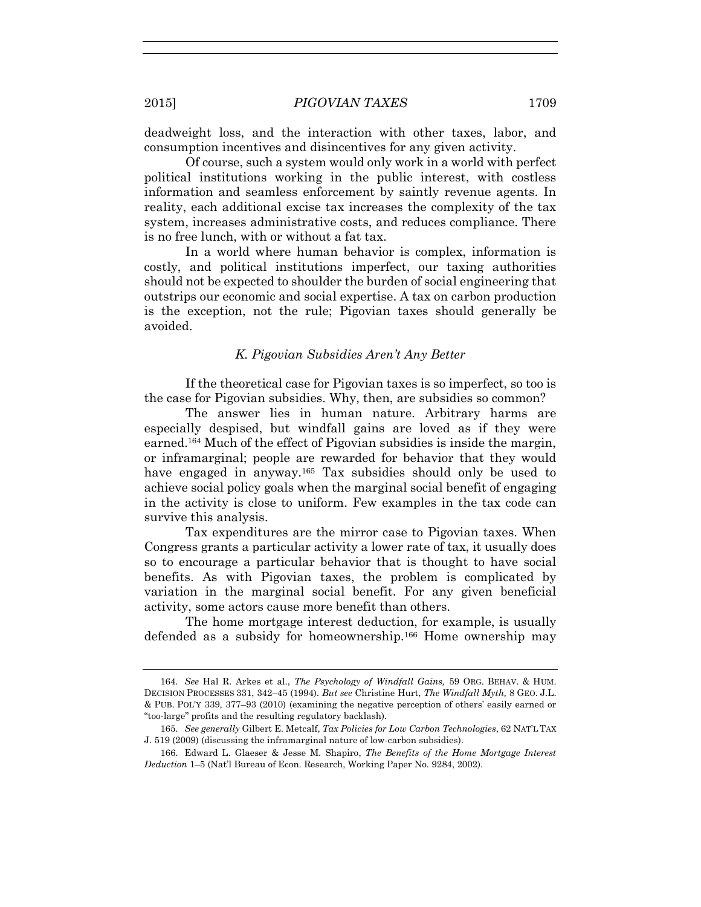deadweight loss, and the interaction with other taxes, labor, and consumption incentives and disincentives for any given activity.

Of course, such a system would only work in a world with perfect political institutions working in the public interest, with costless information and seamless enforcement by saintly revenue agents. In reality, each additional excise tax increases the complexity of the tax system, increases administrative costs, and reduces compliance. There is no free lunch, with or without a fat tax.

In a world where human behavior is complex, information is costly, and political institutions imperfect, our taxing authorities should not be expected to shoulder the burden of social engineering that outstrips our economic and social expertise. A tax on carbon production is the exception, not the rule; Pigovian taxes should generally be avoided.

### *K. Pigovian Subsidies Aren't Any Better*

If the theoretical case for Pigovian taxes is so imperfect, so too is the case for Pigovian subsidies. Why, then, are subsidies so common?

The answer lies in human nature. Arbitrary harms are especially despised, but windfall gains are loved as if they were earned.[164] Much of the effect of Pigovian subsidies is inside the margin, or inframarginal; people are rewarded for behavior that they would have engaged in anyway.[165] Tax subsidies should only be used to achieve social policy goals when the marginal social benefit of engaging in the activity is close to uniform. Few examples in the tax code can survive this analysis.

Tax expenditures are the mirror case to Pigovian taxes. When Congress grants a particular activity a lower rate of tax, it usually does so to encourage a particular behavior that is thought to have social benefits. As with Pigovian taxes, the problem is complicated by variation in the marginal social benefit. For any given beneficial activity, some actors cause more benefit than others.

The home mortgage interest deduction, for example, is usually defended as a subsidy for homeownership.[166] Home ownership may

---

164. *See* Hal R. Arkes et al., *The Psychology of Windfall Gains,* 59 ORG. BEHAV. & HUM. DECISION PROCESSES 331, 342–45 (1994). *But see* Christine Hurt, *The Windfall Myth,* 8 GEO. J.L. & PUB. POL'Y 339, 377–93 (2010) (examining the negative perception of others' easily earned or "too-large" profits and the resulting regulatory backlash).

165. *See generally* Gilbert E. Metcalf, *Tax Policies for Low Carbon Technologies*, 62 NAT'L TAX J. 519 (2009) (discussing the inframarginal nature of low-carbon subsidies).

166. Edward L. Glaeser & Jesse M. Shapiro, *The Benefits of the Home Mortgage Interest Deduction* 1–5 (Nat'l Bureau of Econ. Research, Working Paper No. 9284, 2002).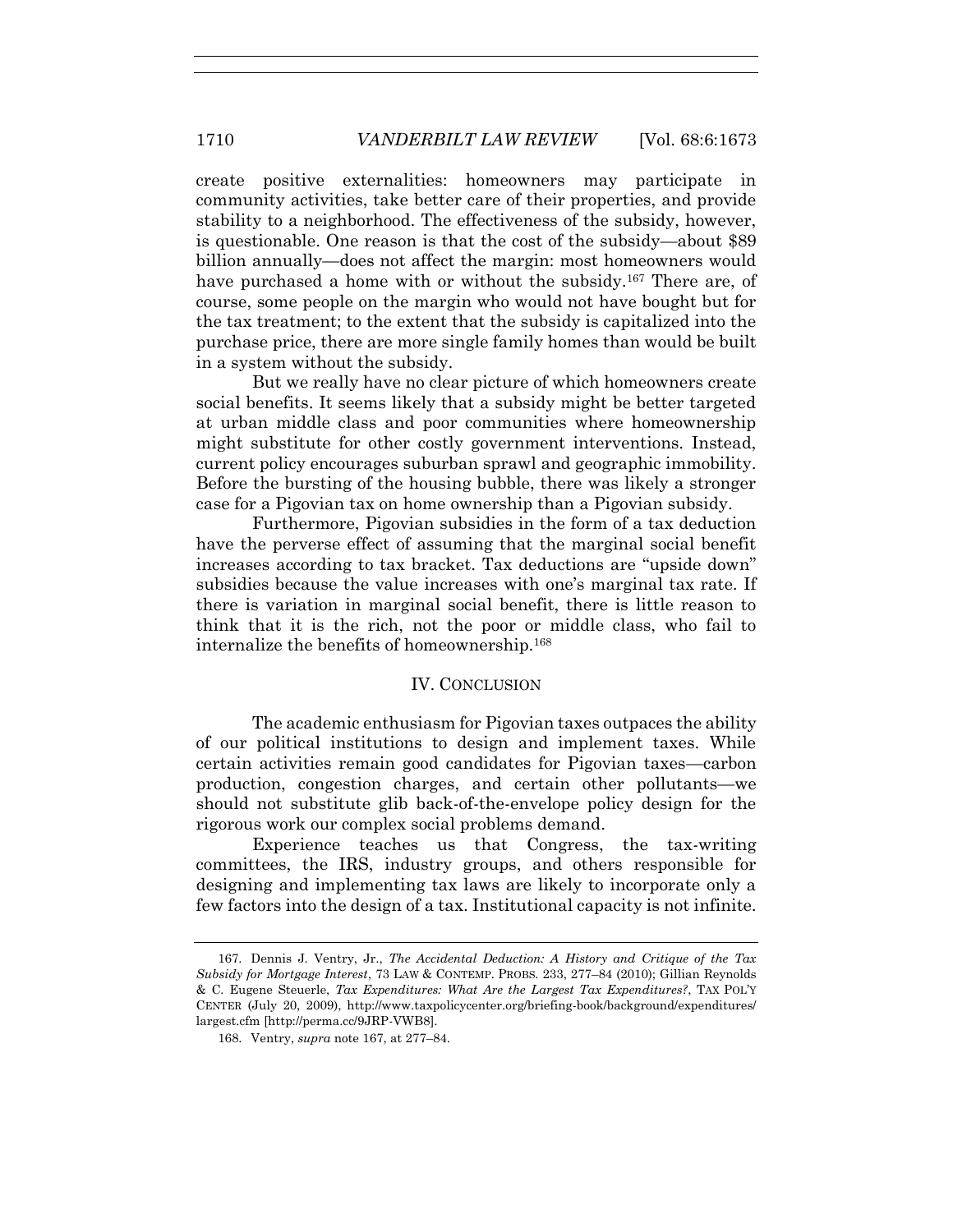create positive externalities: homeowners may participate in community activities, take better care of their properties, and provide stability to a neighborhood. The effectiveness of the subsidy, however, is questionable. One reason is that the cost of the subsidy—about $89 billion annually—does not affect the margin: most homeowners would have purchased a home with or without the subsidy.[167] There are, of course, some people on the margin who would not have bought but for the tax treatment; to the extent that the subsidy is capitalized into the purchase price, there are more single family homes than would be built in a system without the subsidy.

But we really have no clear picture of which homeowners create social benefits. It seems likely that a subsidy might be better targeted at urban middle class and poor communities where homeownership might substitute for other costly government interventions. Instead, current policy encourages suburban sprawl and geographic immobility. Before the bursting of the housing bubble, there was likely a stronger case for a Pigovian tax on home ownership than a Pigovian subsidy.

Furthermore, Pigovian subsidies in the form of a tax deduction have the perverse effect of assuming that the marginal social benefit increases according to tax bracket. Tax deductions are "upside down" subsidies because the value increases with one's marginal tax rate. If there is variation in marginal social benefit, there is little reason to think that it is the rich, not the poor or middle class, who fail to internalize the benefits of homeownership.[168]

## IV. CONCLUSION

The academic enthusiasm for Pigovian taxes outpaces the ability of our political institutions to design and implement taxes. While certain activities remain good candidates for Pigovian taxes—carbon production, congestion charges, and certain other pollutants—we should not substitute glib back-of-the-envelope policy design for the rigorous work our complex social problems demand.

Experience teaches us that Congress, the tax-writing committees, the IRS, industry groups, and others responsible for designing and implementing tax laws are likely to incorporate only a few factors into the design of a tax. Institutional capacity is not infinite.

---

167. Dennis J. Ventry, Jr., *The Accidental Deduction: A History and Critique of the Tax Subsidy for Mortgage Interest*, 73 LAW & CONTEMP. PROBS. 233, 277–84 (2010); Gillian Reynolds & C. Eugene Steuerle, *Tax Expenditures: What Are the Largest Tax Expenditures?*, TAX POL'Y CENTER (July 20, 2009), http://www.taxpolicycenter.org/briefing-book/background/expenditures/largest.cfm [http://perma.cc/9JRP-VWB8].

168. Ventry, *supra* note 167, at 277–84.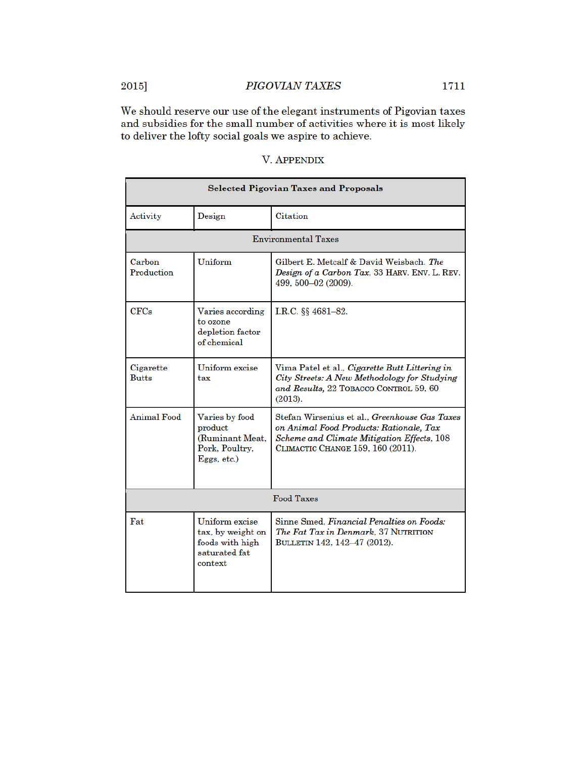We should reserve our use of the elegant instruments of Pigovian taxes and subsidies for the small number of activities where it is most likely to deliver the lofty social goals we aspire to achieve.

## V. APPENDIX

| **Selected Pigovian Taxes and Proposals** | | |
|---|---|---|
| Activity | Design | Citation |
| Environmental Taxes | | |
| Carbon Production | Uniform | Gilbert E. Metcalf & David Weisbach. *The Design of a Carbon Tax*, 33 HARV. ENV. L. REV. 499, 500–02 (2009). |
| CFCs | Varies according to ozone depletion factor of chemical | I.R.C. §§ 4681–82. |
| Cigarette Butts | Uniform excise tax | Vima Patel et al., *Cigarette Butt Littering in City Streets: A New Methodology for Studying and Results,* 22 TOBACCO CONTROL 59, 60 (2013). |
| Animal Food | Varies by food product (Ruminant Meat, Pork, Poultry, Eggs, etc.) | Stefan Wirsenius et al., *Greenhouse Gas Taxes on Animal Food Products: Rationale, Tax Scheme and Climate Mitigation Effects*, 108 CLIMACTIC CHANGE 159, 160 (2011). |
| Food Taxes | | |
| Fat | Uniform excise tax, by weight on foods with high saturated fat context | Sinne Smed, *Financial Penalties on Foods: The Fat Tax in Denmark*, 37 NUTRITION BULLETIN 142, 142–47 (2012). |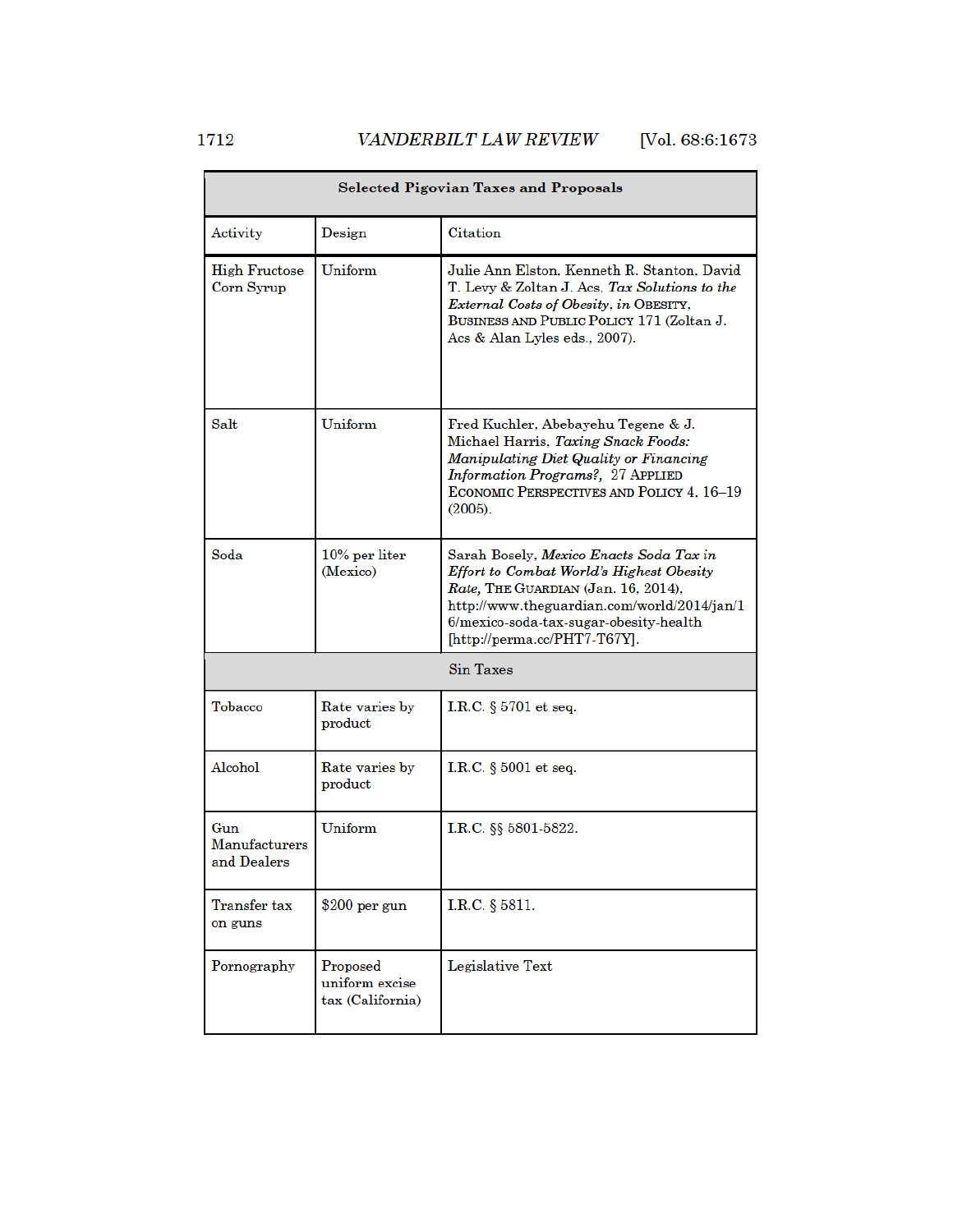| Selected Pigovian Taxes and Proposals | | |
|---|---|---|
| Activity | Design | Citation |
| High Fructose Corn Syrup | Uniform | Julie Ann Elston, Kenneth R. Stanton, David T. Levy & Zoltan J. Acs, *Tax Solutions to the External Costs of Obesity*, *in* OBESITY, BUSINESS AND PUBLIC POLICY 171 (Zoltan J. Acs & Alan Lyles eds., 2007). |
| Salt | Uniform | Fred Kuchler, Abebayehu Tegene & J. Michael Harris, *Taxing Snack Foods: Manipulating Diet Quality or Financing Information Programs?*, 27 APPLIED ECONOMIC PERSPECTIVES AND POLICY 4, 16–19 (2005). |
| Soda | 10% per liter (Mexico) | Sarah Bosely, *Mexico Enacts Soda Tax in Effort to Combat World's Highest Obesity Rate*, THE GUARDIAN (Jan. 16, 2014), http://www.theguardian.com/world/2014/jan/16/mexico-soda-tax-sugar-obesity-health [http://perma.cc/PHT7-T67Y]. |
| Sin Taxes | | |
| Tobacco | Rate varies by product | I.R.C. § 5701 et seq. |
| Alcohol | Rate varies by product | I.R.C. § 5001 et seq. |
| Gun Manufacturers and Dealers | Uniform | I.R.C. §§ 5801-5822. |
| Transfer tax on guns | $200 per gun | I.R.C. § 5811. |
| Pornography | Proposed uniform excise tax (California) | Legislative Text |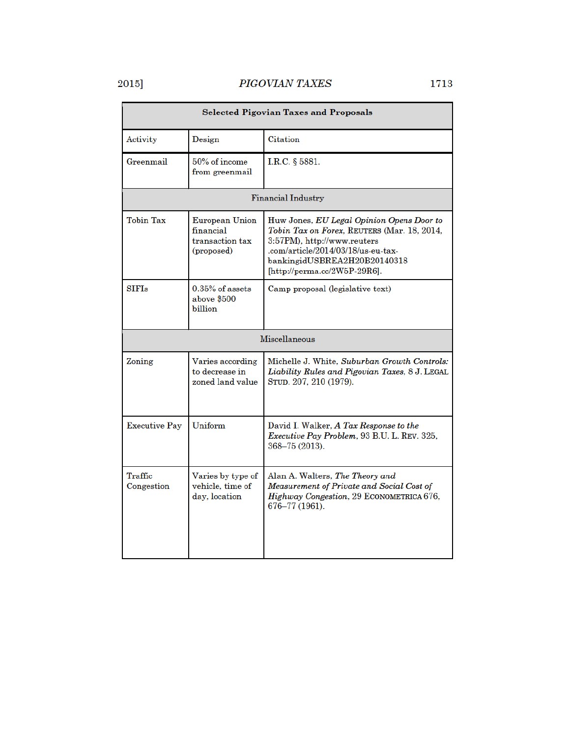| Selected Pigovian Taxes and Proposals | | |
|---|---|---|
| Activity | Design | Citation |
| Greenmail | 50% of income from greenmail | I.R.C. § 5881. |
| Financial Industry | | |
| Tobin Tax | European Union financial transaction tax (proposed) | Huw Jones, *EU Legal Opinion Opens Door to Tobin Tax on Forex*, REUTERS (Mar. 18, 2014, 3:57PM), http://www.reuters .com/article/2014/03/18/us-eu-tax-bankingidUSBREA2H20B20140318 [http://perma.cc/2W5P-29R6]. |
| SIFIs | 0.35% of assets above $500 billion | Camp proposal (legislative text) |
| Miscellaneous | | |
| Zoning | Varies according to decrease in zoned land value | Michelle J. White, *Suburban Growth Controls: Liability Rules and Pigovian Taxes*, 8 J. LEGAL STUD. 207, 210 (1979). |
| Executive Pay | Uniform | David I. Walker, *A Tax Response to the Executive Pay Problem*, 93 B.U. L. REV. 325, 368–75 (2013). |
| Traffic Congestion | Varies by type of vehicle, time of day, location | Alan A. Walters, *The Theory and Measurement of Private and Social Cost of Highway Congestion*, 29 ECONOMETRICA 676, 676–77 (1961). |